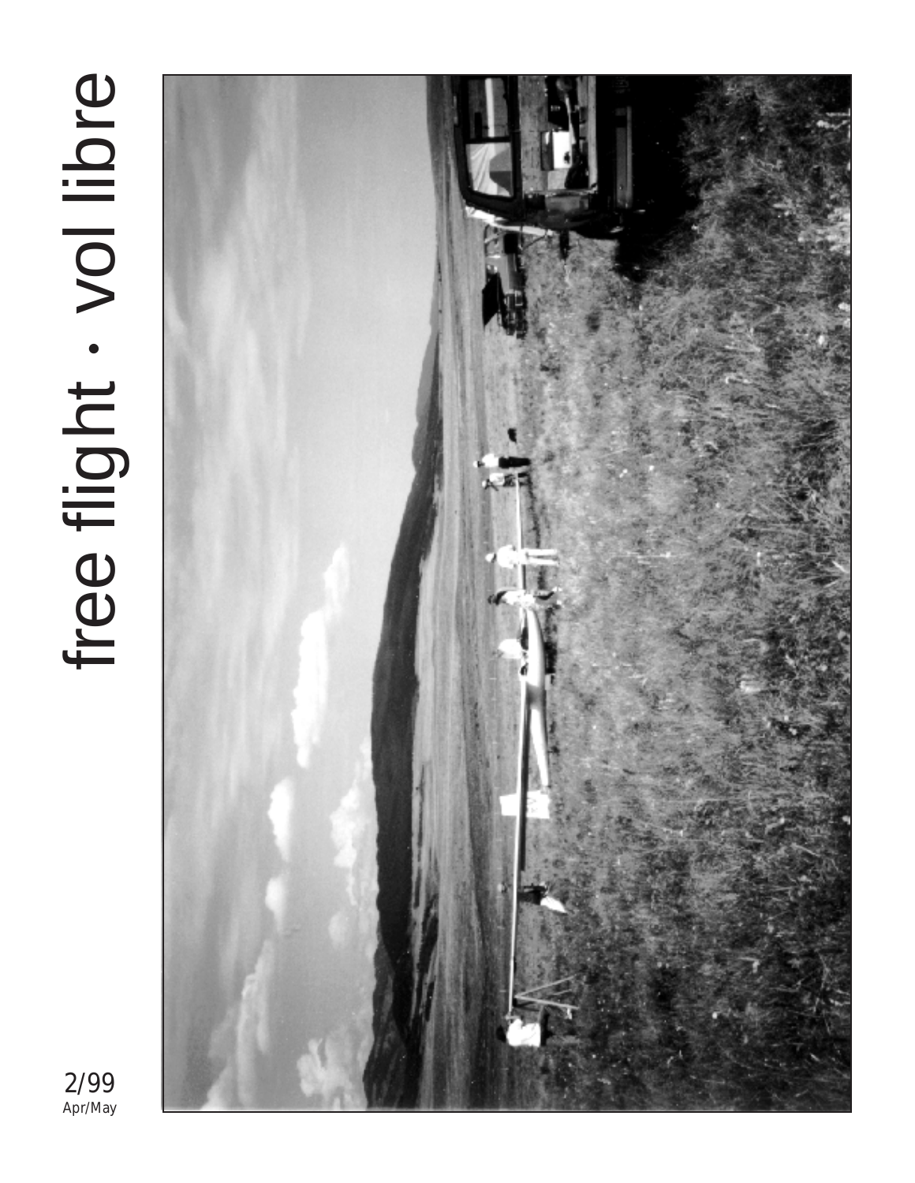# free flight · vol libre

2/99
Apr/May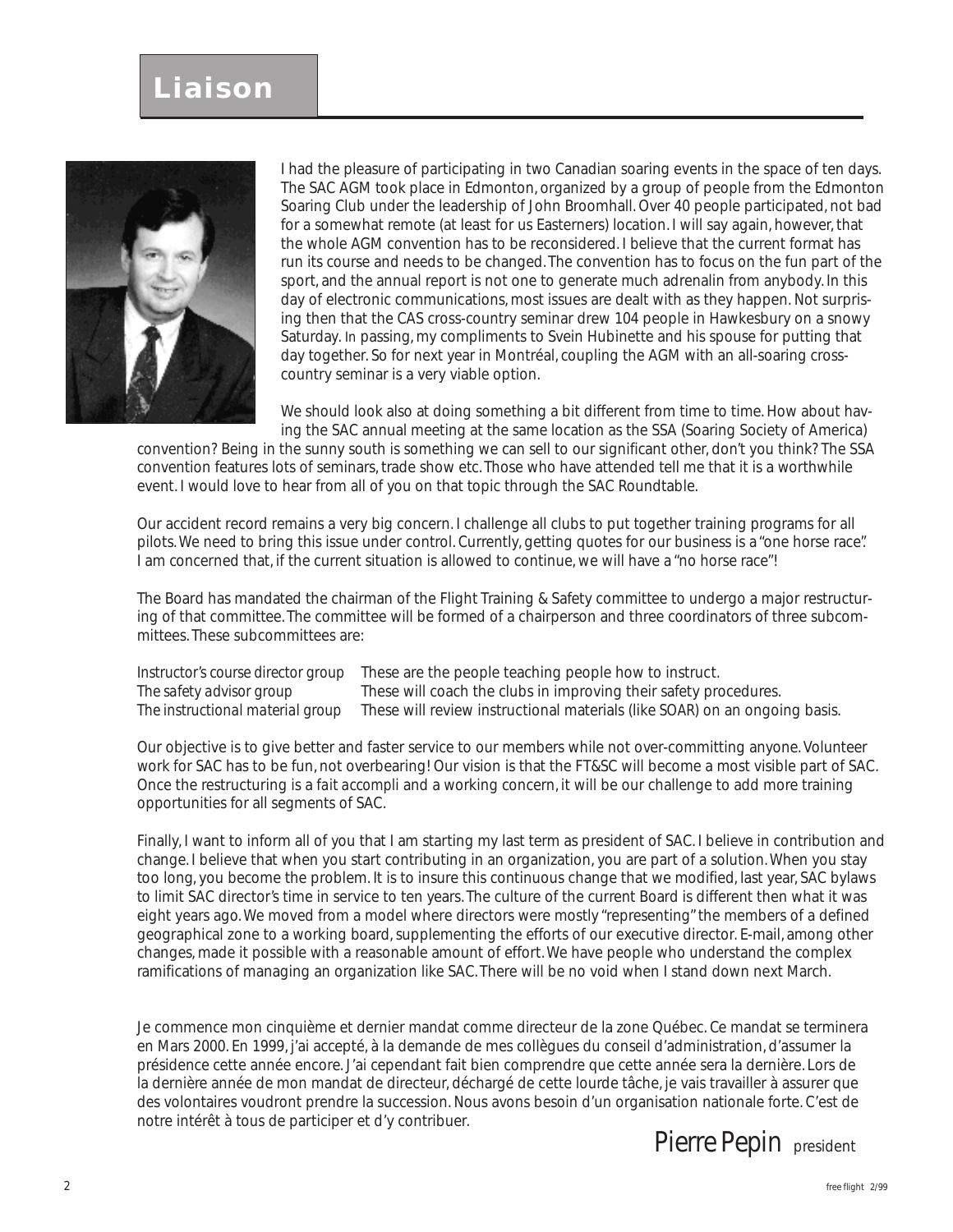# Liaison

I had the pleasure of participating in two Canadian soaring events in the space of ten days. The SAC AGM took place in Edmonton, organized by a group of people from the Edmonton Soaring Club under the leadership of John Broomhall. Over 40 people participated, not bad for a somewhat remote (at least for us Easterners) location. I will say again, however, that the whole AGM convention has to be reconsidered. I believe that the current format has run its course and needs to be changed. The convention has to focus on the fun part of the sport, and the annual report is not one to generate much adrenalin from anybody. In this day of electronic communications, most issues are dealt with as they happen. Not surprising then that the CAS cross-country seminar drew 104 people in Hawkesbury on a snowy Saturday. In passing, my compliments to Svein Hubinette and his spouse for putting that day together. So for next year in Montréal, coupling the AGM with an all-soaring cross-country seminar is a very viable option.

We should look also at doing something a bit different from time to time. How about having the SAC annual meeting at the same location as the SSA (Soaring Society of America) convention? Being in the sunny south is something we can sell to our significant other, don't you think? The SSA convention features lots of seminars, trade show etc. Those who have attended tell me that it is a worthwhile event. I would love to hear from all of you on that topic through the SAC Roundtable.

Our accident record remains a very big concern. I challenge all clubs to put together training programs for all pilots. We need to bring this issue under control. Currently, getting quotes for our business is a "one horse race". I am concerned that, if the current situation is allowed to continue, we will have a "no horse race"!

The Board has mandated the chairman of the Flight Training & Safety committee to undergo a major restructuring of that committee. The committee will be formed of a chairperson and three coordinators of three subcommittees. These subcommittees are:

| | |
|---|---|
| *Instructor's course director group* | These are the people teaching people how to instruct. |
| *The safety advisor group* | These will coach the clubs in improving their safety procedures. |
| *The instructional material group* | These will review instructional materials (like SOAR) on an ongoing basis. |

Our objective is to give better and faster service to our members while not over-committing anyone. Volunteer work for SAC has to be fun, not overbearing! Our vision is that the FT&SC will become a most visible part of SAC. Once the restructuring is a *fait accompli* and a working concern, it will be our challenge to add more training opportunities for all segments of SAC.

Finally, I want to inform all of you that I am starting my last term as president of SAC. I believe in contribution and change. I believe that when you start contributing in an organization, you are part of a solution. When you stay too long, you become the problem. It is to insure this continuous change that we modified, last year, SAC bylaws to limit SAC director's time in service to ten years. The culture of the current Board is different then what it was eight years ago. We moved from a model where directors were mostly "representing" the members of a defined geographical zone to a working board, supplementing the efforts of our executive director. E-mail, among other changes, made it possible with a reasonable amount of effort. We have people who understand the complex ramifications of managing an organization like SAC. There will be no void when I stand down next March.

Je commence mon cinquième et dernier mandat comme directeur de la zone Québec. Ce mandat se terminera en Mars 2000. En 1999, j'ai accepté, à la demande de mes collègues du conseil d'administration, d'assumer la présidence cette année encore. J'ai cependant fait bien comprendre que cette année sera la dernière. Lors de la dernière année de mon mandat de directeur, déchargé de cette lourde tâche, je vais travailler à assurer que des volontaires voudront prendre la succession. Nous avons besoin d'un organisation nationale forte. C'est de notre intérêt à tous de participer et d'y contribuer.

Pierre Pepin *president*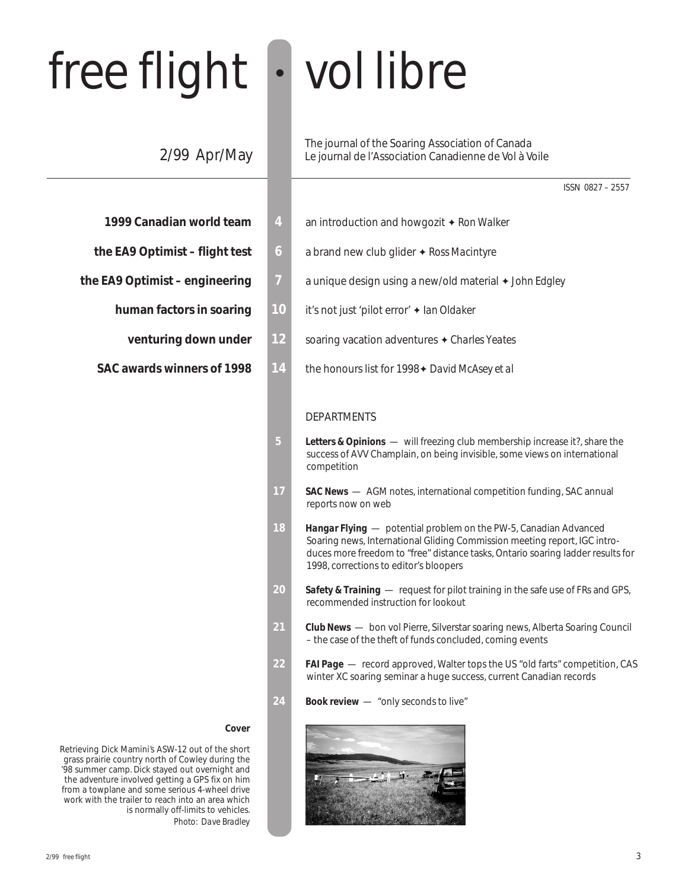# free flight • vol libre

2/99 Apr/May

The journal of the Soaring Association of Canada
Le journal de l'Association Canadienne de Vol à Voile

ISSN 0827 – 2557

**1999 Canadian world team** — 4 — an introduction and howgozit ✦ Ron Walker

**the EA9 Optimist – flight test** — 6 — a brand new club glider ✦ Ross Macintyre

**the EA9 Optimist – engineering** — 7 — a unique design using a new/old material ✦ John Edgley

**human factors in soaring** — 10 — it's not just 'pilot error' ✦ Ian Oldaker

**venturing down under** — 12 — soaring vacation adventures ✦ Charles Yeates

**SAC awards winners of 1998** — 14 — the honours list for 1998 ✦ David McAsey et al

## DEPARTMENTS

5 — ***Letters & Opinions*** — will freezing club membership increase it?, share the success of AVV Champlain, on being invisible, some views on international competition

17 — ***SAC News*** — AGM notes, international competition funding, SAC annual reports now on web

18 — ***Hangar Flying*** — potential problem on the PW-5, Canadian Advanced Soaring news, International Gliding Commission meeting report, IGC introduces more freedom to "free" distance tasks, Ontario soaring ladder results for 1998, corrections to editor's bloopers

20 — ***Safety & Training*** — request for pilot training in the safe use of FRs and GPS, recommended instruction for lookout

21 — ***Club News*** — bon vol Pierre, Silverstar soaring news, Alberta Soaring Council – the case of the theft of funds concluded, coming events

22 — ***FAI Page*** — record approved, Walter tops the US "old farts" competition, CAS winter XC soaring seminar a huge success, current Canadian records

24 — ***Book review*** — "only seconds to live"

**Cover**

Retrieving Dick Mamini's ASW-12 out of the short grass prairie country north of Cowley during the '98 summer camp. Dick stayed out overnight and the adventure involved getting a GPS fix on him from a towplane and some serious 4-wheel drive work with the trailer to reach into an area which is normally off-limits to vehicles.
*Photo: Dave Bradley*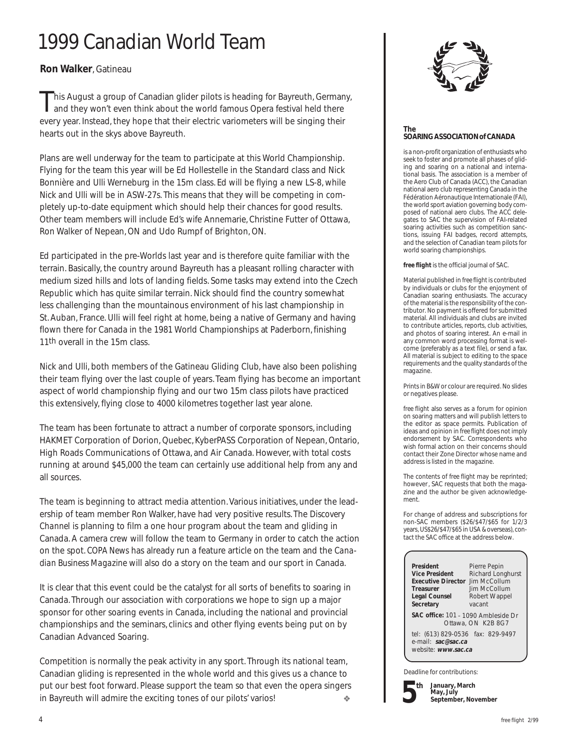# 1999 Canadian World Team

**Ron Walker**, Gatineau

This August a group of Canadian glider pilots is heading for Bayreuth, Germany, and they won't even think about the world famous Opera festival held there every year. Instead, they hope that their electric variometers will be singing their hearts out in the skys above Bayreuth.

Plans are well underway for the team to participate at this World Championship. Flying for the team this year will be Ed Hollestelle in the Standard class and Nick Bonnière and Ulli Werneburg in the 15m class. Ed will be flying a new LS-8, while Nick and Ulli will be in ASW-27s. This means that they will be competing in completely up-to-date equipment which should help their chances for good results. Other team members will include Ed's wife Annemarie, Christine Futter of Ottawa, Ron Walker of Nepean, ON and Udo Rumpf of Brighton, ON.

Ed participated in the pre-Worlds last year and is therefore quite familiar with the terrain. Basically, the country around Bayreuth has a pleasant rolling character with medium sized hills and lots of landing fields. Some tasks may extend into the Czech Republic which has quite similar terrain. Nick should find the country somewhat less challenging than the mountainous environment of his last championship in St. Auban, France. Ulli will feel right at home, being a native of Germany and having flown there for Canada in the 1981 World Championships at Paderborn, finishing 11th overall in the 15m class.

Nick and Ulli, both members of the Gatineau Gliding Club, have also been polishing their team flying over the last couple of years. Team flying has become an important aspect of world championship flying and our two 15m class pilots have practiced this extensively, flying close to 4000 kilometres together last year alone.

The team has been fortunate to attract a number of corporate sponsors, including HAKMET Corporation of Dorion, Quebec, KyberPASS Corporation of Nepean, Ontario, High Roads Communications of Ottawa, and Air Canada. However, with total costs running at around $45,000 the team can certainly use additional help from any and all sources.

The team is beginning to attract media attention. Various initiatives, under the leadership of team member Ron Walker, have had very positive results. The Discovery Channel is planning to film a one hour program about the team and gliding in Canada. A camera crew will follow the team to Germany in order to catch the action on the spot. *COPA News* has already run a feature article on the team and the *Canadian Business Magazine* will also do a story on the team and our sport in Canada.

It is clear that this event could be the catalyst for all sorts of benefits to soaring in Canada. Through our association with corporations we hope to sign up a major sponsor for other soaring events in Canada, including the national and provincial championships and the seminars, clinics and other flying events being put on by Canadian Advanced Soaring.

Competition is normally the peak activity in any sport. Through its national team, Canadian gliding is represented in the whole world and this gives us a chance to put our best foot forward. Please support the team so that even the opera singers in Bayreuth will admire the exciting tones of our pilots' varios! ❖

---

**The SOARING ASSOCIATION of CANADA**

is a non-profit organization of enthusiasts who seek to foster and promote all phases of gliding and soaring on a national and international basis. The association is a member of the Aero Club of Canada (ACC), the Canadian national aero club representing Canada in the Fédération Aéronautique Internationale (FAI), the world sport aviation governing body composed of national aero clubs. The ACC delegates to SAC the supervision of FAI-related soaring activities such as competition sanctions, issuing FAI badges, record attempts, and the selection of Canadian team pilots for world soaring championships.

**free flight** is the official journal of SAC.

Material published in *free flight* is contributed by individuals or clubs for the enjoyment of Canadian soaring enthusiasts. The accuracy of the material is the responsibility of the contributor. No payment is offered for submitted material. All individuals and clubs are invited to contribute articles, reports, club activities, and photos of soaring interest. An e-mail in any common word processing format is welcome (preferably as a text file), or send a fax. All material is subject to editing to the space requirements and the quality standards of the magazine.

Prints in B&W or colour are required. No slides or negatives please.

*free flight* also serves as a forum for opinion on soaring matters and will publish letters to the editor as space permits. Publication of ideas and opinion in *free flight* does not imply endorsement by SAC. Correspondents who wish formal action on their concerns should contact their Zone Director whose name and address is listed in the magazine.

The contents of *free flight* may be reprinted; however, SAC requests that both the magazine and the author be given acknowledgement.

For change of address and subscriptions for non-SAC members ($26/$47/$65 for 1/2/3 years, US$26/$47/$65 in USA & overseas), contact the SAC office at the address below.

| | |
|---|---|
| **President** | Pierre Pepin |
| **Vice President** | Richard Longhurst |
| **Executive Director** | Jim McCollum |
| **Treasurer** | Jim McCollum |
| **Legal Counsel** | Robert Wappel |
| **Secretary** | vacant |

**SAC office:** 101 – 1090 Ambleside Dr Ottawa, ON K2B 8G7

tel: (613) 829-0536 fax: 829-9497
e-mail: **sac@sac.ca**
website: **www.sac.ca**

Deadline for contributions:

**5th** **January, March May, July September, November**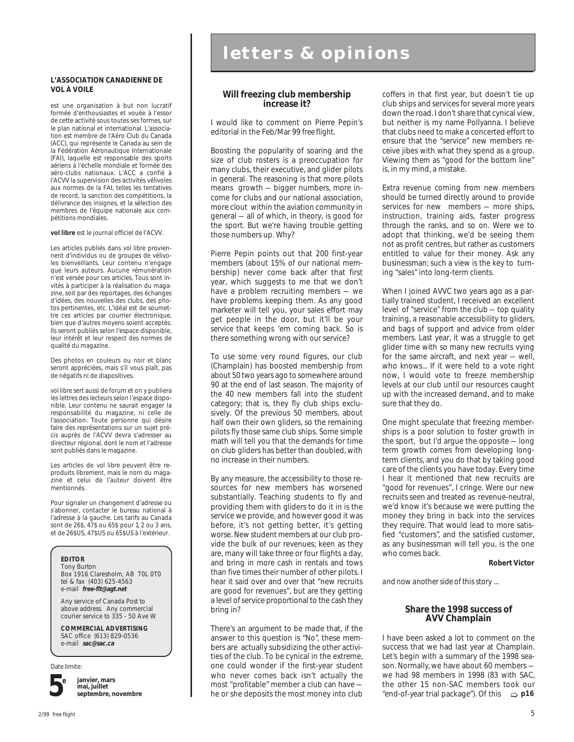**L'ASSOCIATION CANADIENNE DE VOL À VOILE**

est une organisation à but non lucratif formée d'enthousiastes et vouée à l'essor de cette activité sous toutes ses formes, sur le plan national et international. L'association est membre de l'Aéro Club du Canada (ACC), qui représente le Canada au sein de la Fédération Aéronautique Internationale (FAI), laquelle est responsable des sports aériens à l'échelle mondiale et formée des aéro-clubs nationaux. L'ACC a confié à l'ACVV la supervision des activités vélivoles aux normes de la FAI, telles les tentatives de record, la sanction des compétitions, la délivrance des insignes, et la sélection des membres de l'équipe nationale aux compétitions mondiales.

**vol libre** est le journal officiel de l'ACVV.

Les articles publiés dans vol libre proviennent d'individus ou de groupes de vélivoles bienveillants. Leur contenu n'engage que leurs auteurs. Aucune rémunération n'est versée pour ces articles. Tous sont invités à participer à la réalisation du magazine, soit par des reportages, des échanges d'idées, des nouvelles des clubs, des photos pertinentes, etc. L'idéal est de soumettre ces articles par courrier électronique, bien que d'autres moyens soient acceptés. Ils seront publiés selon l'espace disponible, leur intérêt et leur respect des normes de qualité du magazine.

Des photos en couleurs ou noir et blanc seront appréciées, mais s'il vous plaît, pas de négatifs ni de diapositives.

vol libre sert aussi de forum et on y publiera les lettres des lecteurs selon l'espace disponible. Leur contenu ne saurait engager la responsabilité du magazine, ni celle de l'association. Toute personne qui désire faire des représentations sur un sujet précis auprès de l'ACVV devra s'adresser au directeur régional, dont le nom et l'adresse sont publiés dans le magazine.

Les articles de vol libre peuvent être reproduits librement, mais le nom du magazine et celui de l'auteur doivent être mentionnés.

Pour signaler un changement d'adresse ou s'abonner, contacter le bureau national à l'adresse à la gauche. Les tarifs au Canada sont de 26$, 47$ ou 65$ pour 1, 2 ou 3 ans, et de 26$US, 47$US ou 65$US à l'extérieur.

**EDITOR**
Tony Burton
Box 1916 Claresholm, AB T0L 0T0
tel & fax (403) 625-4563
e-mail **free-flt@agt.net**

Any service of Canada Post to above address. Any commercial courier service to 335 - 50 Ave W

**COMMERCIAL ADVERTISING**
SAC office (613) 829-0536
e-mail **sac@sac.ca**

Date limite:

**5e** janvier, mars, mai, juillet, septembre, novembre

# letters & opinions

## Will freezing club membership increase it?

I would like to comment on Pierre Pepin's editorial in the Feb/Mar 99 *free flight*.

Boosting the popularity of soaring and the size of club rosters is a preoccupation for many clubs, their executive, and glider pilots in general. The reasoning is that more pilots means growth — bigger numbers, more income for clubs and our national association, more clout within the aviation community in general — all of which, in theory, is good for the sport. But we're having trouble getting those numbers up. Why?

Pierre Pepin points out that 200 first-year members (about 15% of our national membership) never come back after that first year, which suggests to me that we don't have a problem recruiting members — we have problems keeping them. As any good marketer will tell you, your sales effort may get people in the door, but it'll be your service that keeps 'em coming back. So is there something wrong with our service?

To use some very round figures, our club (Champlain) has boosted membership from about 50 two years ago to somewhere around 90 at the end of last season. The majority of the 40 new members fall into the student category; that is, they fly club ships exclusively. Of the previous 50 members, about half own their own gliders, so the remaining pilots fly those same club ships. Some simple math will tell you that the demands for time on club gliders has better than doubled, with no increase in their numbers.

By any measure, the accessibility to those resources for new members has worsened substantially. Teaching students to fly and providing them with gliders to do it in is the service we provide, and however good it was before, it's not getting better, it's getting worse. New student members at our club provide the bulk of our revenues; keen as they are, many will take three or four flights a day, and bring in more cash in rentals and tows than five times their number of other pilots. I hear it said over and over that "new recruits are good for revenues", but are they getting a level of service proportional to the cash they bring in?

There's an argument to be made that, if the answer to this question is "No", these members are actually subsidizing the other activities of the club. To be cynical in the extreme, one could wonder if the first-year student who never comes back isn't actually the most "profitable" member a club can have — he or she deposits the most money into club coffers in that first year, but doesn't tie up club ships and services for several more years down the road. I don't share that cynical view, but neither is my name Pollyanna. I believe that clubs need to make a concerted effort to ensure that the "service" new members receive jibes with what they spend as a group. Viewing them as "good for the bottom line" is, in my mind, a mistake.

Extra revenue coming from new members should be turned directly around to provide services for new members — more ships, instruction, training aids, faster progress through the ranks, and so on. Were we to adopt that thinking, we'd be seeing them not as profit centres, but rather as customers entitled to value for their money. Ask any businessman; such a view is the key to turning "sales" into long-term clients.

When I joined AVVC two years ago as a partially trained student, I received an excellent level of "service" from the club — top quality training, a reasonable accessibility to gliders, and bags of support and advice from older members. Last year, it was a struggle to get glider time with so many new recruits vying for the same aircraft, and next year — well, who knows... If it were held to a vote right now, I would vote to freeze membership levels at our club until our resources caught up with the increased demand, and to make sure that they do.

One might speculate that freezing memberships is a poor solution to foster growth in the sport, but I'd argue the opposite — long term growth comes from developing long-term clients, and you do that by taking good care of the clients you have today. Every time I hear it mentioned that new recruits are "good for revenues", I cringe. Were our new recruits seen and treated as revenue-neutral, we'd know it's because we were putting the money they bring in back into the services they require. That would lead to more satisfied "customers", and the satisfied customer, as any businessman will tell you, is the one who comes back.

**Robert Victor**

*and now another side of this story ...*

## Share the 1998 success of AVV Champlain

I have been asked a lot to comment on the success that we had last year at Champlain. Let's begin with a summary of the 1998 season. Normally, we have about 60 members — we had 98 members in 1998 (83 with SAC, the other 15 non-SAC members took our "end-of-year trial package"). Of this ⇨ **p16**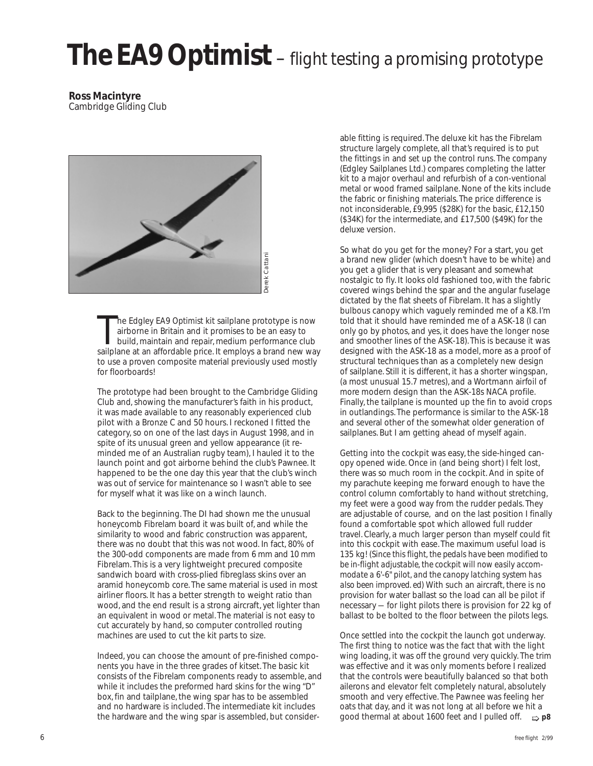# The EA9 Optimist – flight testing a promising prototype

**Ross Macintyre**
Cambridge Gliding Club

Derek Cattani

The Edgley EA9 Optimist kit sailplane prototype is now airborne in Britain and it promises to be an easy to build, maintain and repair, medium performance club sailplane at an affordable price. It employs a brand new way to use a proven composite material previously used mostly for floorboards!

The prototype had been brought to the Cambridge Gliding Club and, showing the manufacturer's faith in his product, it was made available to any reasonably experienced club pilot with a Bronze C and 50 hours. I reckoned I fitted the category, so on one of the last days in August 1998, and in spite of its unusual green and yellow appearance (it reminded me of an Australian rugby team), I hauled it to the launch point and got airborne behind the club's Pawnee. It happened to be the one day this year that the club's winch was out of service for maintenance so I wasn't able to see for myself what it was like on a winch launch.

Back to the beginning. The DI had shown me the unusual honeycomb Fibrelam board it was built of, and while the similarity to wood and fabric construction was apparent, there was no doubt that this was not wood. In fact, 80% of the 300-odd components are made from 6 mm and 10 mm Fibrelam. This is a very lightweight precured composite sandwich board with cross-plied fibreglass skins over an aramid honeycomb core. The same material is used in most airliner floors. It has a better strength to weight ratio than wood, and the end result is a strong aircraft, yet lighter than an equivalent in wood or metal. The material is not easy to cut accurately by hand, so computer controlled routing machines are used to cut the kit parts to size.

Indeed, you can choose the amount of pre-finished components you have in the three grades of kitset. The basic kit consists of the Fibrelam components ready to assemble, and while it includes the preformed hard skins for the wing "D" box, fin and tailplane, the wing spar has to be assembled and no hardware is included. The intermediate kit includes the hardware and the wing spar is assembled, but considerable fitting is required. The deluxe kit has the Fibrelam structure largely complete, all that's required is to put the fittings in and set up the control runs. The company (Edgley Sailplanes Ltd.) compares completing the latter kit to a major overhaul and refurbish of a con-ventional metal or wood framed sailplane. None of the kits include the fabric or finishing materials. The price difference is not inconsiderable, £9,995 ($28K) for the basic, £12,150 ($34K) for the intermediate, and £17,500 ($49K) for the deluxe version.

So what do you get for the money? For a start, you get a brand new glider (which doesn't have to be white) and you get a glider that is very pleasant and somewhat nostalgic to fly. It looks old fashioned too, with the fabric covered wings behind the spar and the angular fuselage dictated by the flat sheets of Fibrelam. It has a slightly bulbous canopy which vaguely reminded me of a K8. I'm told that it should have reminded me of a ASK-18 (I can only go by photos, and yes, it does have the longer nose and smoother lines of the ASK-18). This is because it was designed with the ASK-18 as a model, more as a proof of structural techniques than as a completely new design of sailplane. Still it is different, it has a shorter wingspan, (a most unusual 15.7 metres), and a Wortmann airfoil of more modern design than the ASK-18s NACA profile. Finally, the tailplane is mounted up the fin to avoid crops in outlandings. The performance is similar to the ASK-18 and several other of the somewhat older generation of sailplanes. But I am getting ahead of myself again.

Getting into the cockpit was easy, the side-hinged canopy opened wide. Once in (and being short) I felt lost, there was so much room in the cockpit. And in spite of my parachute keeping me forward enough to have the control column comfortably to hand without stretching, my feet were a good way from the rudder pedals. They are adjustable of course, and on the last position I finally found a comfortable spot which allowed full rudder travel. Clearly, a much larger person than myself could fit into this cockpit with ease. The maximum useful load is 135 kg! *(Since this flight, the pedals have been modified to be in-flight adjustable, the cockpit will now easily accommodate a 6'-6" pilot, and the canopy latching system has also been improved. ed)* With such an aircraft, there is no provision for water ballast so the load can all be pilot if necessary — for light pilots there is provision for 22 kg of ballast to be bolted to the floor between the pilots legs.

Once settled into the cockpit the launch got underway. The first thing to notice was the fact that with the light wing loading, it was off the ground very quickly. The trim was effective and it was only moments before I realized that the controls were beautifully balanced so that both ailerons and elevator felt completely natural, absolutely smooth and very effective. The Pawnee was feeling her oats that day, and it was not long at all before we hit a good thermal at about 1600 feet and I pulled off. ⇨ **p8**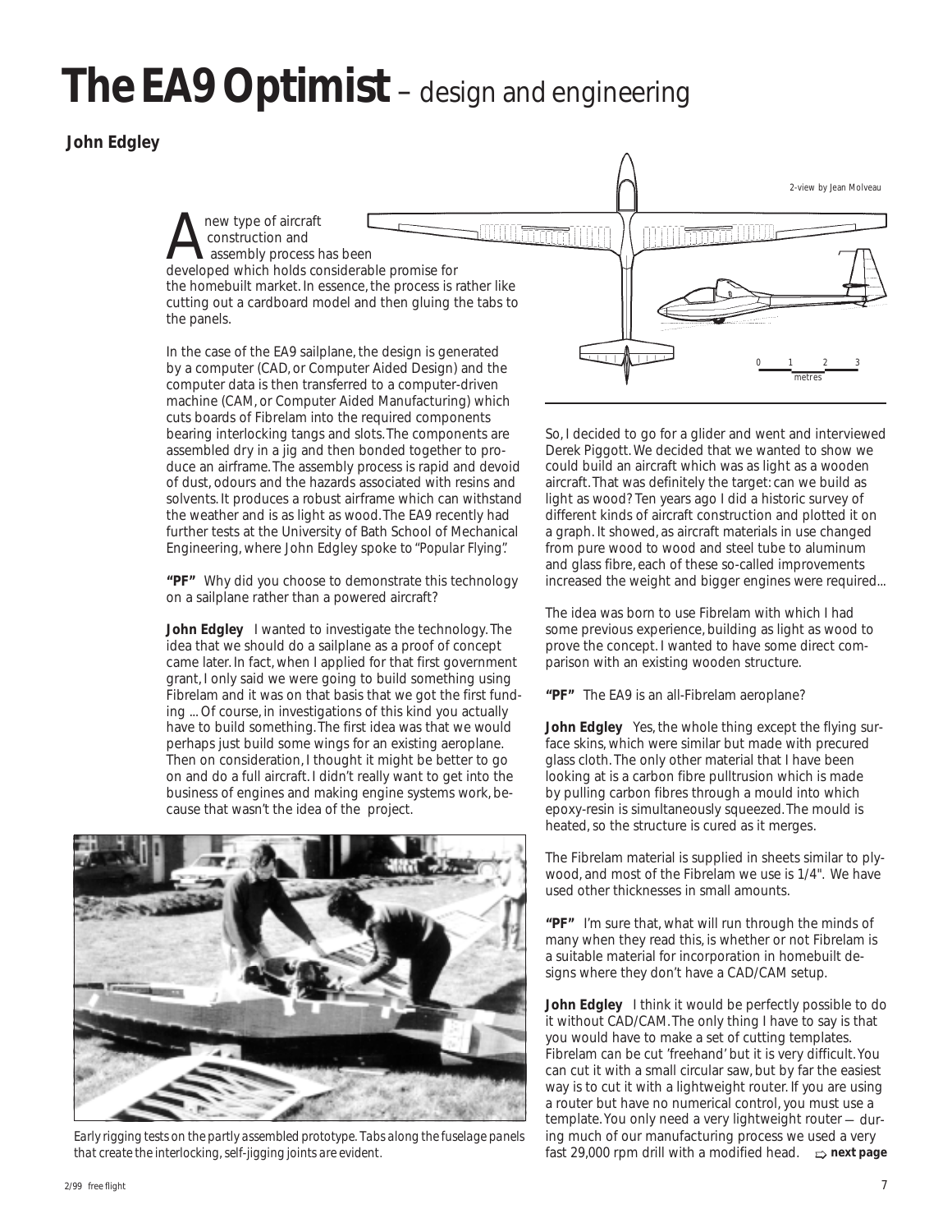# The EA9 Optimist – design and engineering

**John Edgley**

2-view by Jean Molveau

A new type of aircraft construction and assembly process has been developed which holds considerable promise for the homebuilt market. In essence, the process is rather like cutting out a cardboard model and then gluing the tabs to the panels.

In the case of the EA9 sailplane, the design is generated by a computer (CAD, or Computer Aided Design) and the computer data is then transferred to a computer-driven machine (CAM, or Computer Aided Manufacturing) which cuts boards of Fibrelam into the required components bearing interlocking tangs and slots. The components are assembled dry in a jig and then bonded together to produce an airframe. The assembly process is rapid and devoid of dust, odours and the hazards associated with resins and solvents. It produces a robust airframe which can withstand the weather and is as light as wood. The EA9 recently had further tests at the University of Bath School of Mechanical Engineering, where John Edgley spoke to "Popular Flying".

**"PF"** Why did you choose to demonstrate this technology on a sailplane rather than a powered aircraft?

**John Edgley** I wanted to investigate the technology. The idea that we should do a sailplane as a proof of concept came later. In fact, when I applied for that first government grant, I only said we were going to build something using Fibrelam and it was on that basis that we got the first funding ... Of course, in investigations of this kind you actually have to build something. The first idea was that we would perhaps just build some wings for an existing aeroplane. Then on consideration, I thought it might be better to go on and do a full aircraft. I didn't really want to get into the business of engines and making engine systems work, because that wasn't the idea of the project.

*Early rigging tests on the partly assembled prototype. Tabs along the fuselage panels that create the interlocking, self-jigging joints are evident.*

So, I decided to go for a glider and went and interviewed Derek Piggott. We decided that we wanted to show we could build an aircraft which was as light as a wooden aircraft. That was definitely the target: can we build as light as wood? Ten years ago I did a historic survey of different kinds of aircraft construction and plotted it on a graph. It showed, as aircraft materials in use changed from pure wood to wood and steel tube to aluminum and glass fibre, each of these so-called improvements increased the weight and bigger engines were required...

The idea was born to use Fibrelam with which I had some previous experience, building as light as wood to prove the concept. I wanted to have some direct comparison with an existing wooden structure.

**"PF"** The EA9 is an all-Fibrelam aeroplane?

**John Edgley** Yes, the whole thing except the flying surface skins, which were similar but made with precured glass cloth. The only other material that I have been looking at is a carbon fibre pulltrusion which is made by pulling carbon fibres through a mould into which epoxy-resin is simultaneously squeezed. The mould is heated, so the structure is cured as it merges.

The Fibrelam material is supplied in sheets similar to plywood, and most of the Fibrelam we use is 1/4". We have used other thicknesses in small amounts.

**"PF"** I'm sure that, what will run through the minds of many when they read this, is whether or not Fibrelam is a suitable material for incorporation in homebuilt designs where they don't have a CAD/CAM setup.

**John Edgley** I think it would be perfectly possible to do it without CAD/CAM. The only thing I have to say is that you would have to make a set of cutting templates. Fibrelam can be cut 'freehand' but it is very difficult. You can cut it with a small circular saw, but by far the easiest way is to cut it with a lightweight router. If you are using a router but have no numerical control, you must use a template. You only need a very lightweight router – during much of our manufacturing process we used a very fast 29,000 rpm drill with a modified head. ⇨ **next page**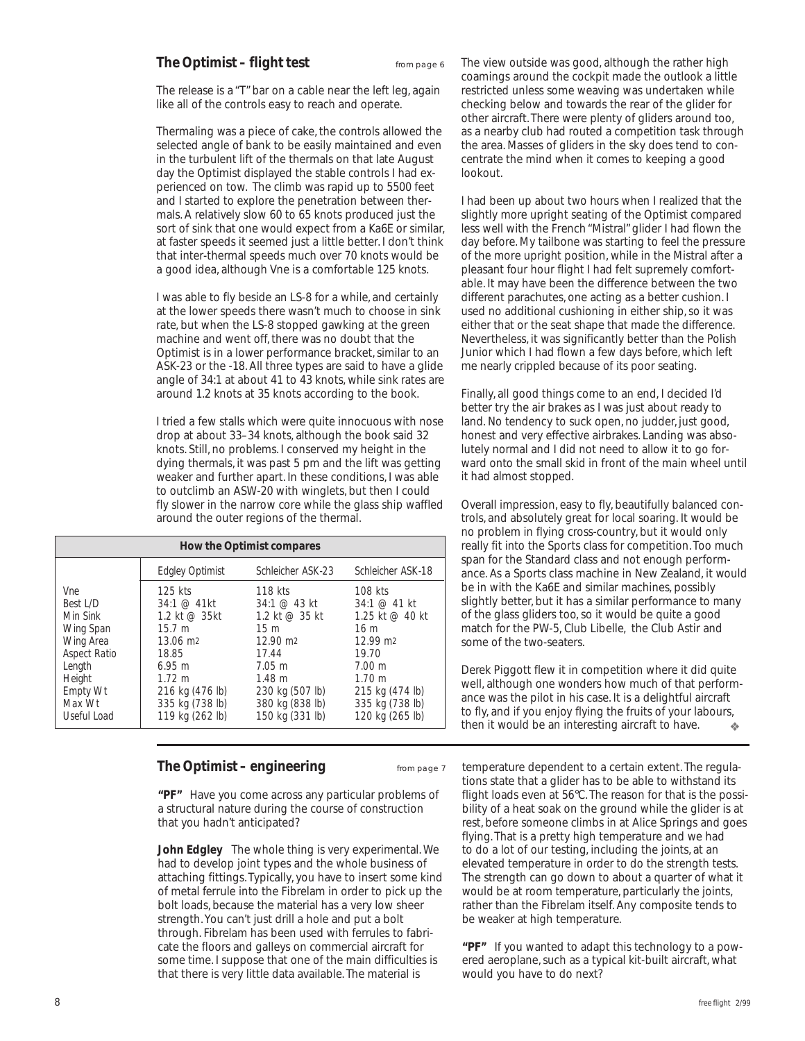## The Optimist – flight test

*from page 6*

The release is a "T" bar on a cable near the left leg, again like all of the controls easy to reach and operate.

Thermaling was a piece of cake, the controls allowed the selected angle of bank to be easily maintained and even in the turbulent lift of the thermals on that late August day the Optimist displayed the stable controls I had experienced on tow. The climb was rapid up to 5500 feet and I started to explore the penetration between thermals. A relatively slow 60 to 65 knots produced just the sort of sink that one would expect from a Ka6E or similar, at faster speeds it seemed just a little better. I don't think that inter-thermal speeds much over 70 knots would be a good idea, although Vne is a comfortable 125 knots.

I was able to fly beside an LS-8 for a while, and certainly at the lower speeds there wasn't much to choose in sink rate, but when the LS-8 stopped gawking at the green machine and went off, there was no doubt that the Optimist is in a lower performance bracket, similar to an ASK-23 or the -18. All three types are said to have a glide angle of 34:1 at about 41 to 43 knots, while sink rates are around 1.2 knots at 35 knots according to the book.

I tried a few stalls which were quite innocuous with nose drop at about 33–34 knots, although the book said 32 knots. Still, no problems. I conserved my height in the dying thermals, it was past 5 pm and the lift was getting weaker and further apart. In these conditions, I was able to outclimb an ASW-20 with winglets, but then I could fly slower in the narrow core while the glass ship waffled around the outer regions of the thermal.

**How the Optimist compares**

| | Edgley Optimist | Schleicher ASK-23 | Schleicher ASK-18 |
|---|---|---|---|
| Vne | 125 kts | 118 kts | 108 kts |
| Best L/D | 34:1 @ 41kt | 34:1 @ 43 kt | 34:1 @ 41 kt |
| Min Sink | 1.2 kt @ 35kt | 1.2 kt @ 35 kt | 1.25 kt @ 40 kt |
| Wing Span | 15.7 m | 15 m | 16 m |
| Wing Area | 13.06 m² | 12.90 m² | 12.99 m² |
| Aspect Ratio | 18.85 | 17.44 | 19.70 |
| Length | 6.95 m | 7.05 m | 7.00 m |
| Height | 1.72 m | 1.48 m | 1.70 m |
| Empty Wt | 216 kg (476 lb) | 230 kg (507 lb) | 215 kg (474 lb) |
| Max Wt | 335 kg (738 lb) | 380 kg (838 lb) | 335 kg (738 lb) |
| Useful Load | 119 kg (262 lb) | 150 kg (331 lb) | 120 kg (265 lb) |

The view outside was good, although the rather high coamings around the cockpit made the outlook a little restricted unless some weaving was undertaken while checking below and towards the rear of the glider for other aircraft. There were plenty of gliders around too, as a nearby club had routed a competition task through the area. Masses of gliders in the sky does tend to concentrate the mind when it comes to keeping a good lookout.

I had been up about two hours when I realized that the slightly more upright seating of the Optimist compared less well with the French "Mistral" glider I had flown the day before. My tailbone was starting to feel the pressure of the more upright position, while in the Mistral after a pleasant four hour flight I had felt supremely comfortable. It may have been the difference between the two different parachutes, one acting as a better cushion. I used no additional cushioning in either ship, so it was either that or the seat shape that made the difference. Nevertheless, it was significantly better than the Polish Junior which I had flown a few days before, which left me nearly crippled because of its poor seating.

Finally, all good things come to an end, I decided I'd better try the air brakes as I was just about ready to land. No tendency to suck open, no judder, just good, honest and very effective airbrakes. Landing was absolutely normal and I did not need to allow it to go forward onto the small skid in front of the main wheel until it had almost stopped.

Overall impression, easy to fly, beautifully balanced controls, and absolutely great for local soaring. It would be no problem in flying cross-country, but it would only really fit into the Sports class for competition. Too much span for the Standard class and not enough performance. As a Sports class machine in New Zealand, it would be in with the Ka6E and similar machines, possibly slightly better, but it has a similar performance to many of the glass gliders too, so it would be quite a good match for the PW-5, Club Libelle, the Club Astir and some of the two-seaters.

Derek Piggott flew it in competition where it did quite well, although one wonders how much of that performance was the pilot in his case. It is a delightful aircraft to fly, and if you enjoy flying the fruits of your labours, then it would be an interesting aircraft to have. ❖

## The Optimist – engineering

*from page 7*

**"PF"** Have you come across any particular problems of a structural nature during the course of construction that you hadn't anticipated?

**John Edgley** The whole thing is very experimental. We had to develop joint types and the whole business of attaching fittings. Typically, you have to insert some kind of metal ferrule into the Fibrelam in order to pick up the bolt loads, because the material has a very low sheer strength. You can't just drill a hole and put a bolt through. Fibrelam has been used with ferrules to fabricate the floors and galleys on commercial aircraft for some time. I suppose that one of the main difficulties is that there is very little data available. The material is temperature dependent to a certain extent. The regulations state that a glider has to be able to withstand its flight loads even at 56°C. The reason for that is the possibility of a heat soak on the ground while the glider is at rest, before someone climbs in at Alice Springs and goes flying. That is a pretty high temperature and we had to do a lot of our testing, including the joints, at an elevated temperature in order to do the strength tests. The strength can go down to about a quarter of what it would be at room temperature, particularly the joints, rather than the Fibrelam itself. Any composite tends to be weaker at high temperature.

**"PF"** If you wanted to adapt this technology to a powered aeroplane, such as a typical kit-built aircraft, what would you have to do next?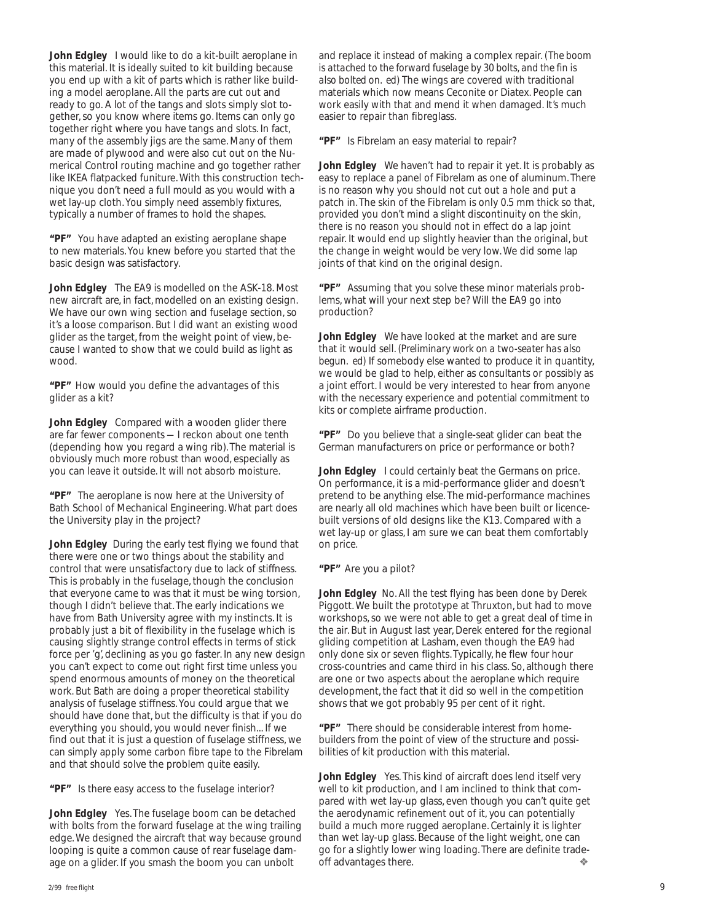**John Edgley** I would like to do a kit-built aeroplane in this material. It is ideally suited to kit building because you end up with a kit of parts which is rather like building a model aeroplane. All the parts are cut out and ready to go. A lot of the tangs and slots simply slot together, so you know where items go. Items can only go together right where you have tangs and slots. In fact, many of the assembly jigs are the same. Many of them are made of plywood and were also cut out on the Numerical Control routing machine and go together rather like IKEA flatpacked funiture. With this construction technique you don't need a full mould as you would with a wet lay-up cloth. You simply need assembly fixtures, typically a number of frames to hold the shapes.

**"PF"** You have adapted an existing aeroplane shape to new materials. You knew before you started that the basic design was satisfactory.

**John Edgley** The EA9 is modelled on the ASK-18. Most new aircraft are, in fact, modelled on an existing design. We have our own wing section and fuselage section, so it's a loose comparison. But I did want an existing wood glider as the target, from the weight point of view, because I wanted to show that we could build as light as wood.

**"PF"** How would you define the advantages of this glider as a kit?

**John Edgley** Compared with a wooden glider there are far fewer components — I reckon about one tenth (depending how you regard a wing rib). The material is obviously much more robust than wood, especially as you can leave it outside. It will not absorb moisture.

**"PF"** The aeroplane is now here at the University of Bath School of Mechanical Engineering. What part does the University play in the project?

**John Edgley** During the early test flying we found that there were one or two things about the stability and control that were unsatisfactory due to lack of stiffness. This is probably in the fuselage, though the conclusion that everyone came to was that it must be wing torsion, though I didn't believe that. The early indications we have from Bath University agree with my instincts. It is probably just a bit of flexibility in the fuselage which is causing slightly strange control effects in terms of stick force per 'g', declining as you go faster. In any new design you can't expect to come out right first time unless you spend enormous amounts of money on the theoretical work. But Bath are doing a proper theoretical stability analysis of fuselage stiffness. You could argue that we should have done that, but the difficulty is that if you do everything you should, you would never finish... If we find out that it is just a question of fuselage stiffness, we can simply apply some carbon fibre tape to the Fibrelam and that should solve the problem quite easily.

**"PF"** Is there easy access to the fuselage interior?

**John Edgley** Yes. The fuselage boom can be detached with bolts from the forward fuselage at the wing trailing edge. We designed the aircraft that way because ground looping is quite a common cause of rear fuselage damage on a glider. If you smash the boom you can unbolt and replace it instead of making a complex repair. (*The boom is attached to the forward fuselage by 30 bolts, and the fin is also bolted on. ed*) The wings are covered with traditional materials which now means Ceconite or Diatex. People can work easily with that and mend it when damaged. It's much easier to repair than fibreglass.

**"PF"** Is Fibrelam an easy material to repair?

**John Edgley** We haven't had to repair it yet. It is probably as easy to replace a panel of Fibrelam as one of aluminum. There is no reason why you should not cut out a hole and put a patch in. The skin of the Fibrelam is only 0.5 mm thick so that, provided you don't mind a slight discontinuity on the skin, there is no reason you should not in effect do a lap joint repair. It would end up slightly heavier than the original, but the change in weight would be very low. We did some lap joints of that kind on the original design.

**"PF"** Assuming that you solve these minor materials problems, what will your next step be? Will the EA9 go into production?

**John Edgley** We have looked at the market and are sure that it would sell. (*Preliminary work on a two-seater has also begun. ed*) If somebody else wanted to produce it in quantity, we would be glad to help, either as consultants or possibly as a joint effort. I would be very interested to hear from anyone with the necessary experience and potential commitment to kits or complete airframe production.

**"PF"** Do you believe that a single-seat glider can beat the German manufacturers on price or performance or both?

**John Edgley** I could certainly beat the Germans on price. On performance, it is a mid-performance glider and doesn't pretend to be anything else. The mid-performance machines are nearly all old machines which have been built or licence-built versions of old designs like the K13. Compared with a wet lay-up or glass, I am sure we can beat them comfortably on price.

**"PF"** Are you a pilot?

**John Edgley** No. All the test flying has been done by Derek Piggott. We built the prototype at Thruxton, but had to move workshops, so we were not able to get a great deal of time in the air. But in August last year, Derek entered for the regional gliding competition at Lasham, even though the EA9 had only done six or seven flights. Typically, he flew four hour cross-countries and came third in his class. So, although there are one or two aspects about the aeroplane which require development, the fact that it did so well in the competition shows that we got probably 95 per cent of it right.

**"PF"** There should be considerable interest from home-builders from the point of view of the structure and possibilities of kit production with this material.

**John Edgley** Yes. This kind of aircraft does lend itself very well to kit production, and I am inclined to think that compared with wet lay-up glass, even though you can't quite get the aerodynamic refinement out of it, you can potentially build a much more rugged aeroplane. Certainly it is lighter than wet lay-up glass. Because of the light weight, one can go for a slightly lower wing loading. There are definite trade-off advantages there. ❖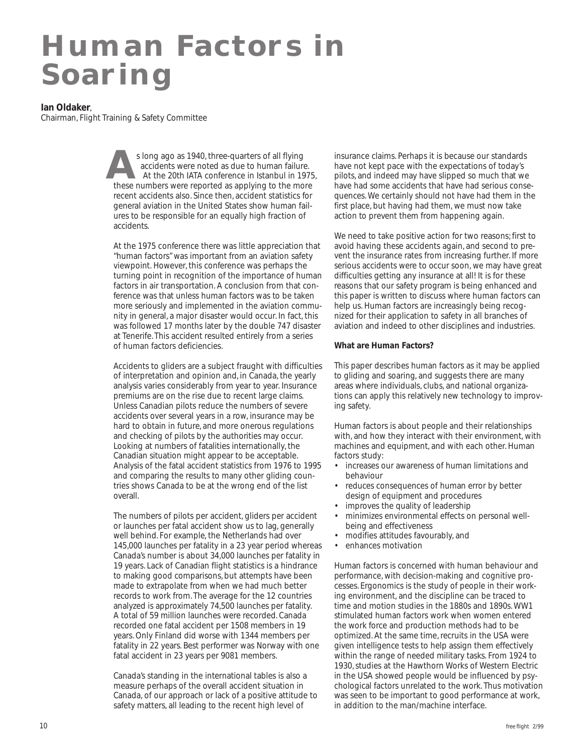# Human Factors in Soaring

**Ian Oldaker**,
Chairman, Flight Training & Safety Committee

As long ago as 1940, three-quarters of all flying accidents were noted as due to human failure. At the 20th IATA conference in Istanbul in 1975, these numbers were reported as applying to the more recent accidents also. Since then, accident statistics for general aviation in the United States show human failures to be responsible for an equally high fraction of accidents.

At the 1975 conference there was little appreciation that "human factors" was important from an aviation safety viewpoint. However, this conference was perhaps the turning point in recognition of the importance of human factors in air transportation. A conclusion from that conference was that unless human factors was to be taken more seriously and implemented in the aviation community in general, a major disaster would occur. In fact, this was followed 17 months later by the double 747 disaster at Tenerife. This accident resulted entirely from a series of human factors deficiencies.

Accidents to gliders are a subject fraught with difficulties of interpretation and opinion and, in Canada, the yearly analysis varies considerably from year to year. Insurance premiums are on the rise due to recent large claims. Unless Canadian pilots reduce the numbers of severe accidents over several years in a row, insurance may be hard to obtain in future, and more onerous regulations and checking of pilots by the authorities may occur. Looking at numbers of fatalities internationally, the Canadian situation might appear to be acceptable. Analysis of the fatal accident statistics from 1976 to 1995 and comparing the results to many other gliding countries shows Canada to be at the wrong end of the list overall.

The numbers of pilots per accident, gliders per accident or launches per fatal accident show us to lag, generally well behind. For example, the Netherlands had over 145,000 launches per fatality in a 23 year period whereas Canada's number is about 34,000 launches per fatality in 19 years. Lack of Canadian flight statistics is a hindrance to making good comparisons, but attempts have been made to extrapolate from when we had much better records to work from. The average for the 12 countries analyzed is approximately 74,500 launches per fatality. A total of 59 million launches were recorded. Canada recorded one fatal accident per 1508 members in 19 years. Only Finland did worse with 1344 members per fatality in 22 years. Best performer was Norway with one fatal accident in 23 years per 9081 members.

Canada's standing in the international tables is also a measure perhaps of the overall accident situation in Canada, of our approach or lack of a positive attitude to safety matters, all leading to the recent high level of insurance claims. Perhaps it is because our standards have not kept pace with the expectations of today's pilots, and indeed may have slipped so much that we have had some accidents that have had serious consequences. We certainly should not have had them in the first place, but having had them, we must now take action to prevent them from happening again.

We need to take positive action for two reasons; first to avoid having these accidents again, and second to prevent the insurance rates from increasing further. If more serious accidents were to occur soon, we may have great difficulties getting any insurance at all! It is for these reasons that our safety program is being enhanced and this paper is written to discuss where human factors can help us. Human factors are increasingly being recognized for their application to safety in all branches of aviation and indeed to other disciplines and industries.

**What are Human Factors?**

This paper describes human factors as it may be applied to gliding and soaring, and suggests there are many areas where individuals, clubs, and national organizations can apply this relatively new technology to improving safety.

Human factors is about people and their relationships with, and how they interact with their environment, with machines and equipment, and with each other. Human factors study:

- increases our awareness of human limitations and behaviour
- reduces consequences of human error by better design of equipment and procedures
- improves the quality of leadership
- minimizes environmental effects on personal well-being and effectiveness
- modifies attitudes favourably, and
- enhances motivation

Human factors is concerned with human behaviour and performance, with decision-making and cognitive processes. Ergonomics is the study of people in their working environment, and the discipline can be traced to time and motion studies in the 1880s and 1890s. WW1 stimulated human factors work when women entered the work force and production methods had to be optimized. At the same time, recruits in the USA were given intelligence tests to help assign them effectively within the range of needed military tasks. From 1924 to 1930, studies at the Hawthorn Works of Western Electric in the USA showed people would be influenced by psychological factors unrelated to the work. Thus motivation was seen to be important to good performance at work, in addition to the man/machine interface.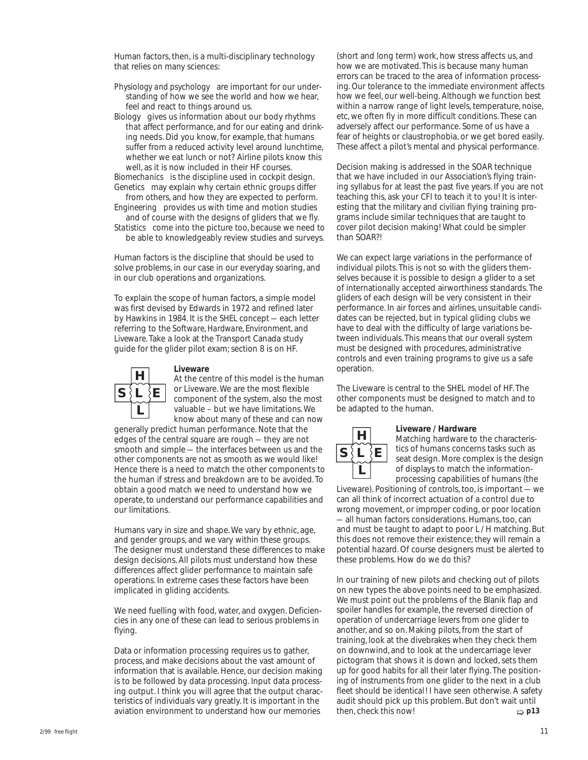Human factors, then, is a multi-disciplinary technology that relies on many sciences:

*Physiology and psychology* are important for our understanding of how we see the world and how we hear, feel and react to things around us.

*Biology* gives us information about our body rhythms that affect performance, and for our eating and drinking needs. Did you know, for example, that humans suffer from a reduced activity level around lunchtime, whether we eat lunch or not? Airline pilots know this well, as it is now included in their HF courses.

*Biomechanics* is the discipline used in cockpit design.

*Genetics* may explain why certain ethnic groups differ from others, and how they are expected to perform.

*Engineering* provides us with time and motion studies and of course with the designs of gliders that we fly.

*Statistics* come into the picture too, because we need to be able to knowledgeably review studies and surveys.

Human factors is the discipline that should be used to solve problems, in our case in our everyday soaring, and in our club operations and organizations.

To explain the scope of human factors, a simple model was first devised by Edwards in 1972 and refined later by Hawkins in 1984. It is the SHEL concept — each letter referring to the *Software*, *Hardware*, *Environment*, and *Liveware*. Take a look at the Transport Canada study guide for the glider pilot exam; section 8 is on HF.

**Liveware**

At the centre of this model is the human or Liveware. We are the most flexible component of the system, also the most valuable – but we have limitations. We know about many of these and can now generally predict human performance. Note that the edges of the central square are rough — they are not smooth and simple — the interfaces between us and the other components are not as smooth as we would like! Hence there is a need to match the other components to the human if stress and breakdown are to be avoided. To obtain a good match we need to understand how we operate, to understand our performance capabilities and our limitations.

Humans vary in size and shape. We vary by ethnic, age, and gender groups, and we vary within these groups. The designer must understand these differences to make design decisions. All pilots must understand how these differences affect glider performance to maintain safe operations. In extreme cases these factors have been implicated in gliding accidents.

We need fuelling with food, water, and oxygen. Deficiencies in any one of these can lead to serious problems in flying.

Data or information processing requires us to gather, process, and make decisions about the vast amount of information that is available. Hence, our decision making is to be followed by data processing. Input data processing output. I think you will agree that the output characteristics of individuals vary greatly. It is important in the aviation environment to understand how our memories (short and long term) work, how stress affects us, and how we are motivated. This is because many human errors can be traced to the area of information processing. Our tolerance to the immediate environment affects how we feel, our well-being. Although we function best within a narrow range of light levels, temperature, noise, etc, we often fly in more difficult conditions. These can adversely affect our performance. Some of us have a fear of heights or claustrophobia, or we get bored easily. These affect a pilot's mental and physical performance.

Decision making is addressed in the SOAR technique that we have included in our Association's flying training syllabus for at least the past five years. If you are not teaching this, ask your CFI to teach it to you! It is interesting that the military and civilian flying training programs include similar techniques that are taught to cover pilot decision making! What could be simpler than SOAR?!

We can expect large variations in the performance of individual pilots. This is not so with the gliders themselves because it is possible to design a glider to a set of internationally accepted airworthiness standards. The gliders of each design will be very consistent in their performance. In air forces and airlines, unsuitable candidates can be rejected, but in typical gliding clubs we have to deal with the difficulty of large variations between individuals. This means that our overall system must be designed with procedures, administrative controls and even training programs to give us a safe operation.

The Liveware is central to the SHEL model of HF. The other components must be designed to match and to be adapted to the human.

**Liveware / Hardware**

Matching hardware to the characteristics of humans concerns tasks such as seat design. More complex is the design of displays to match the information-processing capabilities of humans (the Liveware). Positioning of controls, too, is important — we can all think of incorrect actuation of a control due to wrong movement, or improper coding, or poor location — all human factors considerations. Humans, too, can and must be taught to adapt to poor L / H matching. But this does not remove their existence; they will remain a potential hazard. Of course designers must be alerted to these problems. How do we do this?

In our training of new pilots and checking out of pilots on new types the above points need to be emphasized. We must point out the problems of the Blanik flap and spoiler handles for example, the reversed direction of operation of undercarriage levers from one glider to another, and so on. Making pilots, from the start of training, look at the divebrakes when they check them on downwind, and to look at the undercarriage lever pictogram that shows it is down and locked, sets them up for good habits for all their later flying. The positioning of instruments from one glider to the next in a club fleet should be identical! I have seen otherwise. A safety audit should pick up this problem. But don't wait until then, check this now! ⇨ **p13**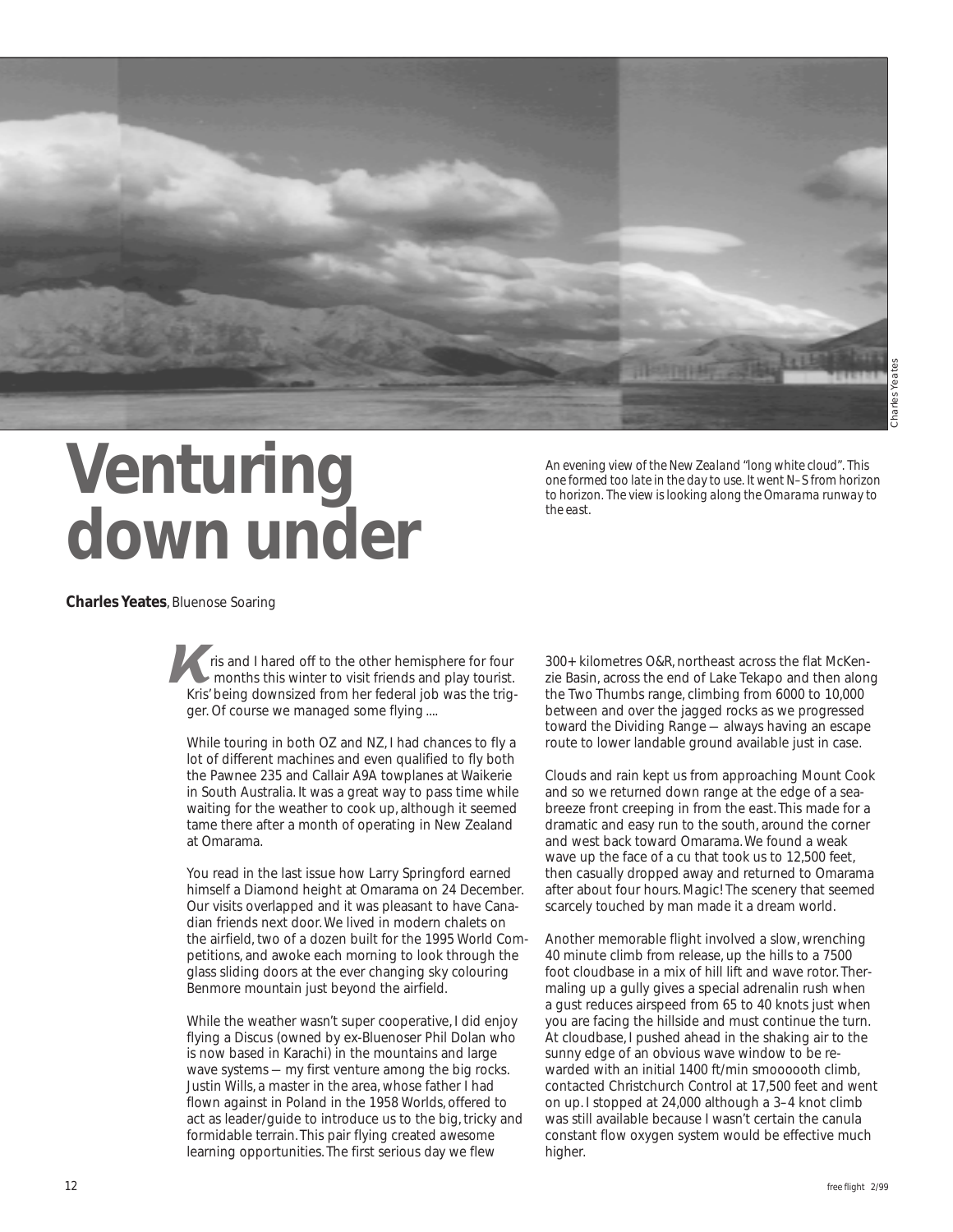# Venturing down under

*An evening view of the New Zealand "long white cloud". This one formed too late in the day to use. It went N–S from horizon to horizon. The view is looking along the Omarama runway to the east.*

**Charles Yeates**, Bluenose Soaring

Kris and I hared off to the other hemisphere for four months this winter to visit friends and play tourist. Kris' being downsized from her federal job was the trigger. Of course we managed some flying ....

While touring in both OZ and NZ, I had chances to fly a lot of different machines and even qualified to fly both the Pawnee 235 and Callair A9A towplanes at Waikerie in South Australia. It was a great way to pass time while waiting for the weather to cook up, although it seemed tame there after a month of operating in New Zealand at Omarama.

You read in the last issue how Larry Springford earned himself a Diamond height at Omarama on 24 December. Our visits overlapped and it was pleasant to have Canadian friends next door. We lived in modern chalets on the airfield, two of a dozen built for the 1995 World Competitions, and awoke each morning to look through the glass sliding doors at the ever changing sky colouring Benmore mountain just beyond the airfield.

While the weather wasn't super cooperative, I did enjoy flying a Discus (owned by ex-Bluenoser Phil Dolan who is now based in Karachi) in the mountains and large wave systems — my first venture among the big rocks. Justin Wills, a master in the area, whose father I had flown against in Poland in the 1958 Worlds, offered to act as leader/guide to introduce us to the big, tricky and formidable terrain. This pair flying created awesome learning opportunities. The first serious day we flew 300+ kilometres O&R, northeast across the flat McKenzie Basin, across the end of Lake Tekapo and then along the Two Thumbs range, climbing from 6000 to 10,000 between and over the jagged rocks as we progressed toward the Dividing Range — always having an escape route to lower landable ground available just in case.

Clouds and rain kept us from approaching Mount Cook and so we returned down range at the edge of a seabreeze front creeping in from the east. This made for a dramatic and easy run to the south, around the corner and west back toward Omarama. We found a weak wave up the face of a cu that took us to 12,500 feet, then casually dropped away and returned to Omarama after about four hours. Magic! The scenery that seemed scarcely touched by man made it a dream world.

Another memorable flight involved a slow, wrenching 40 minute climb from release, up the hills to a 7500 foot cloudbase in a mix of hill lift and wave rotor. Thermaling up a gully gives a special adrenalin rush when a gust reduces airspeed from 65 to 40 knots just when you are facing the hillside and must continue the turn. At cloudbase, I pushed ahead in the shaking air to the sunny edge of an obvious wave window to be rewarded with an initial 1400 ft/min smoooooth climb, contacted Christchurch Control at 17,500 feet and went on up. I stopped at 24,000 although a 3–4 knot climb was still available because I wasn't certain the canula constant flow oxygen system would be effective much higher.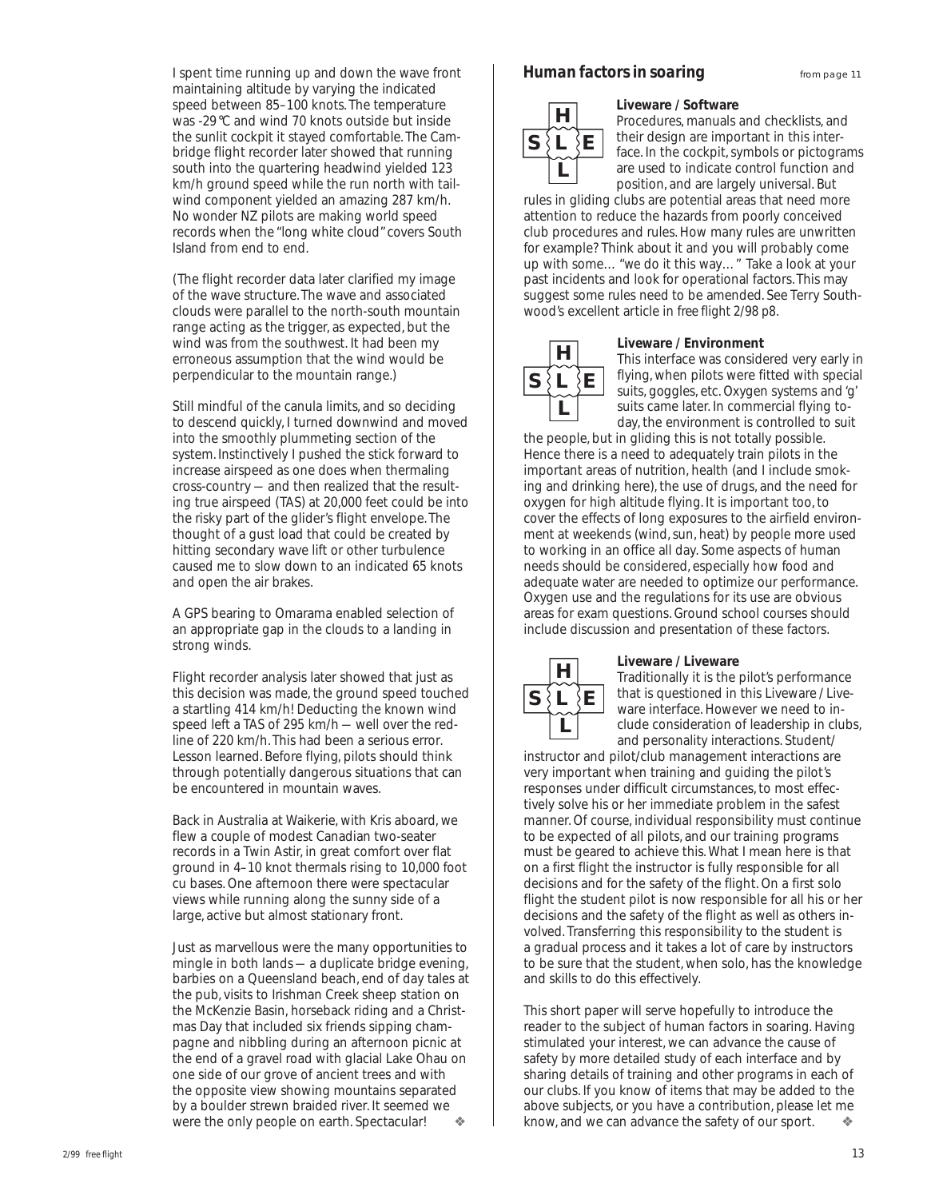I spent time running up and down the wave front maintaining altitude by varying the indicated speed between 85–100 knots. The temperature was -29°C and wind 70 knots outside but inside the sunlit cockpit it stayed comfortable. The Cambridge flight recorder later showed that running south into the quartering headwind yielded 123 km/h ground speed while the run north with tailwind component yielded an amazing 287 km/h. No wonder NZ pilots are making world speed records when the "long white cloud" covers South Island from end to end.

(The flight recorder data later clarified my image of the wave structure. The wave and associated clouds were parallel to the north-south mountain range acting as the trigger, as expected, but the wind was from the southwest. It had been my erroneous assumption that the wind would be perpendicular to the mountain range.)

Still mindful of the canula limits, and so deciding to descend quickly, I turned downwind and moved into the smoothly plummeting section of the system. Instinctively I pushed the stick forward to increase airspeed as one does when thermaling cross-country — and then realized that the resulting true airspeed (TAS) at 20,000 feet could be into the risky part of the glider's flight envelope. The thought of a gust load that could be created by hitting secondary wave lift or other turbulence caused me to slow down to an indicated 65 knots and open the air brakes.

A GPS bearing to Omarama enabled selection of an appropriate gap in the clouds to a landing in strong winds.

Flight recorder analysis later showed that just as this decision was made, the ground speed touched a startling 414 km/h! Deducting the known wind speed left a TAS of 295 km/h — well over the redline of 220 km/h. This had been a serious error. Lesson learned. Before flying, pilots should think through potentially dangerous situations that can be encountered in mountain waves.

Back in Australia at Waikerie, with Kris aboard, we flew a couple of modest Canadian two-seater records in a Twin Astir, in great comfort over flat ground in 4–10 knot thermals rising to 10,000 foot cu bases. One afternoon there were spectacular views while running along the sunny side of a large, active but almost stationary front.

Just as marvellous were the many opportunities to mingle in both lands — a duplicate bridge evening, barbies on a Queensland beach, end of day tales at the pub, visits to Irishman Creek sheep station on the McKenzie Basin, horseback riding and a Christmas Day that included six friends sipping champagne and nibbling during an afternoon picnic at the end of a gravel road with glacial Lake Ohau on one side of our grove of ancient trees and with the opposite view showing mountains separated by a boulder strewn braided river. It seemed we were the only people on earth. Spectacular! ❖

## Human factors in soaring

*from page 11*

### Liveware / Software

Procedures, manuals and checklists, and their design are important in this interface. In the cockpit, symbols or pictograms are used to indicate control function and position, and are largely universal. But rules in gliding clubs are potential areas that need more attention to reduce the hazards from poorly conceived club procedures and rules. How many rules are unwritten for example? Think about it and you will probably come up with some… "we do it this way… " Take a look at your past incidents and look for operational factors. This may suggest some rules need to be amended. See Terry Southwood's excellent article in *free flight* 2/98 p8.

### Liveware / Environment

This interface was considered very early in flying, when pilots were fitted with special suits, goggles, etc. Oxygen systems and 'g' suits came later. In commercial flying today, the environment is controlled to suit the people, but in gliding this is not totally possible. Hence there is a need to adequately train pilots in the important areas of nutrition, health (and I include smoking and drinking here), the use of drugs, and the need for oxygen for high altitude flying. It is important too, to cover the effects of long exposures to the airfield environment at weekends (wind, sun, heat) by people more used to working in an office all day. Some aspects of human needs should be considered, especially how food and adequate water are needed to optimize our performance. Oxygen use and the regulations for its use are obvious areas for exam questions. Ground school courses should include discussion and presentation of these factors.

### Liveware / Liveware

Traditionally it is the pilot's performance that is questioned in this Liveware / Liveware interface. However we need to include consideration of leadership in clubs, and personality interactions. Student/instructor and pilot/club management interactions are very important when training and guiding the pilot's responses under difficult circumstances, to most effectively solve his or her immediate problem in the safest manner. Of course, individual responsibility must continue to be expected of all pilots, and our training programs must be geared to achieve this. What I mean here is that on a first flight the instructor is fully responsible for all decisions and for the safety of the flight. On a first solo flight the student pilot is now responsible for all his or her decisions and the safety of the flight as well as others involved. Transferring this responsibility to the student is a gradual process and it takes a lot of care by instructors to be sure that the student, when solo, has the knowledge and skills to do this effectively.

This short paper will serve hopefully to introduce the reader to the subject of human factors in soaring. Having stimulated your interest, we can advance the cause of safety by more detailed study of each interface and by sharing details of training and other programs in each of our clubs. If you know of items that may be added to the above subjects, or you have a contribution, please let me know, and we can advance the safety of our sport. ❖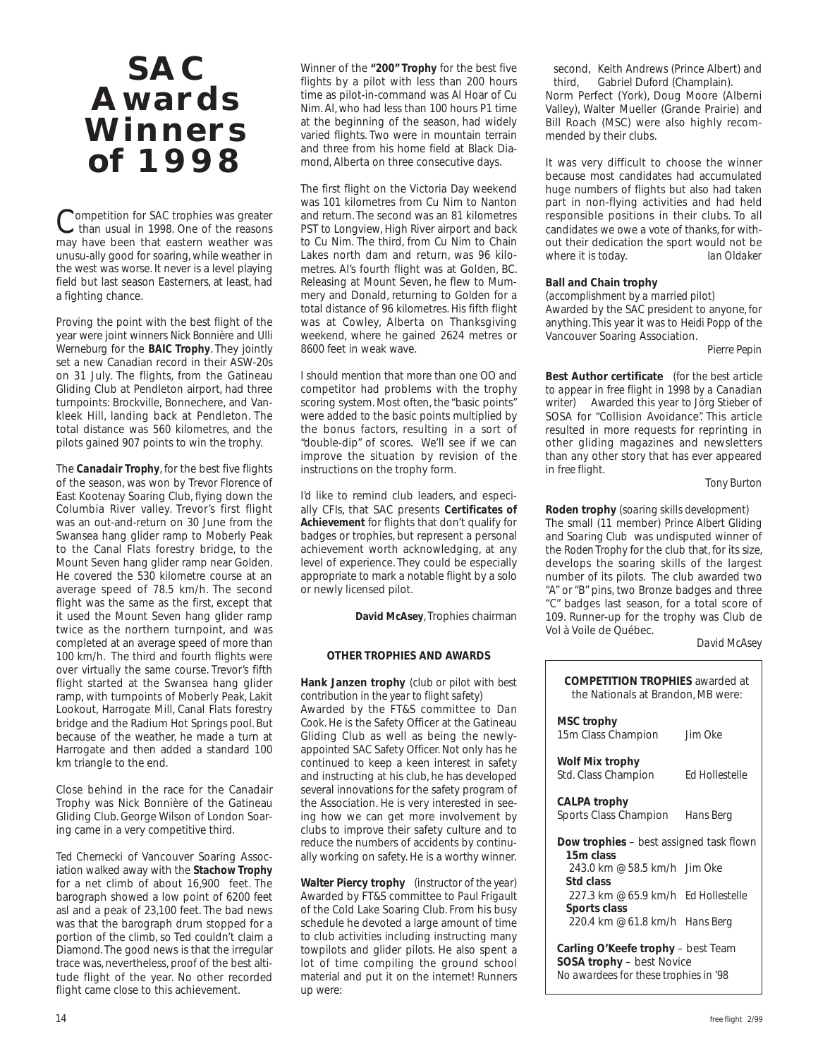# SAC Awards Winners of 1998

Competition for SAC trophies was greater than usual in 1998. One of the reasons may have been that eastern weather was unusu-ally good for soaring, while weather in the west was worse. It never is a level playing field but last season Easterners, at least, had a fighting chance.

Proving the point with the best flight of the year were joint winners Nick Bonnière and Ulli Werneburg for the **BAIC Trophy**. They jointly set a new Canadian record in their ASW-20s on 31 July. The flights, from the Gatineau Gliding Club at Pendleton airport, had three turnpoints: Brockville, Bonnechere, and Vankleek Hill, landing back at Pendleton. The total distance was 560 kilometres, and the pilots gained 907 points to win the trophy.

The **Canadair Trophy**, for the best five flights of the season, was won by Trevor Florence of East Kootenay Soaring Club, flying down the Columbia River valley. Trevor's first flight was an out-and-return on 30 June from the Swansea hang glider ramp to Moberly Peak to the Canal Flats forestry bridge, to the Mount Seven hang glider ramp near Golden. He covered the 530 kilometre course at an average speed of 78.5 km/h. The second flight was the same as the first, except that it used the Mount Seven hang glider ramp twice as the northern turnpoint, and was completed at an average speed of more than 100 km/h. The third and fourth flights were over virtually the same course. Trevor's fifth flight started at the Swansea hang glider ramp, with turnpoints of Moberly Peak, Lakit Lookout, Harrogate Mill, Canal Flats forestry bridge and the Radium Hot Springs pool. But because of the weather, he made a turn at Harrogate and then added a standard 100 km triangle to the end.

Close behind in the race for the Canadair Trophy was Nick Bonnière of the Gatineau Gliding Club. George Wilson of London Soaring came in a very competitive third.

Ted Chernecki of Vancouver Soaring Association walked away with the **Stachow Trophy** for a net climb of about 16,900 feet. The barograph showed a low point of 6200 feet asl and a peak of 23,100 feet. The bad news was that the barograph drum stopped for a portion of the climb, so Ted couldn't claim a Diamond. The good news is that the irregular trace was, nevertheless, proof of the best altitude flight of the year. No other recorded flight came close to this achievement.

Winner of the **"200" Trophy** for the best five flights by a pilot with less than 200 hours time as pilot-in-command was Al Hoar of Cu Nim. Al, who had less than 100 hours P1 time at the beginning of the season, had widely varied flights. Two were in mountain terrain and three from his home field at Black Diamond, Alberta on three consecutive days.

The first flight on the Victoria Day weekend was 101 kilometres from Cu Nim to Nanton and return. The second was an 81 kilometres PST to Longview, High River airport and back to Cu Nim. The third, from Cu Nim to Chain Lakes north dam and return, was 96 kilometres. Al's fourth flight was at Golden, BC. Releasing at Mount Seven, he flew to Mummery and Donald, returning to Golden for a total distance of 96 kilometres. His fifth flight was at Cowley, Alberta on Thanksgiving weekend, where he gained 2624 metres or 8600 feet in weak wave.

I should mention that more than one OO and competitor had problems with the trophy scoring system. Most often, the "basic points" were added to the basic points multiplied by the bonus factors, resulting in a sort of "double-dip" of scores. We'll see if we can improve the situation by revision of the instructions on the trophy form.

I'd like to remind club leaders, and especially CFIs, that SAC presents **Certificates of Achievement** for flights that don't qualify for badges or trophies, but represent a personal achievement worth acknowledging, at any level of experience. They could be especially appropriate to mark a notable flight by a solo or newly licensed pilot.

**David McAsey**, Trophies chairman

### OTHER TROPHIES AND AWARDS

**Hank Janzen trophy** *(club or pilot with best contribution in the year to flight safety)*
Awarded by the FT&S committee to Dan Cook. He is the Safety Officer at the Gatineau Gliding Club as well as being the newly-appointed SAC Safety Officer. Not only has he continued to keep a keen interest in safety and instructing at his club, he has developed several innovations for the safety program of the Association. He is very interested in seeing how we can get more involvement by clubs to improve their safety culture and to reduce the numbers of accidents by continually working on safety. He is a worthy winner.

**Walter Piercy trophy** *(instructor of the year)*
Awarded by FT&S committee to Paul Frigault of the Cold Lake Soaring Club. From his busy schedule he devoted a large amount of time to club activities including instructing many towpilots and glider pilots. He also spent a lot of time compiling the ground school material and put it on the internet! Runners up were:

second, Keith Andrews (Prince Albert) and
third, Gabriel Duford (Champlain).

Norm Perfect (York), Doug Moore (Alberni Valley), Walter Mueller (Grande Prairie) and Bill Roach (MSC) were also highly recommended by their clubs.

It was very difficult to choose the winner because most candidates had accumulated huge numbers of flights but also had taken part in non-flying activities and had held responsible positions in their clubs. To all candidates we owe a vote of thanks, for without their dedication the sport would not be where it is today. *Ian Oldaker*

**Ball and Chain trophy**
*(accomplishment by a married pilot)*
Awarded by the SAC president to anyone, for anything. This year it was to Heidi Popp of the Vancouver Soaring Association.

*Pierre Pepin*

**Best Author certificate** *(for the best article to appear in free flight in 1998 by a Canadian writer)* Awarded this year to Jörg Stieber of SOSA for "Collision Avoidance". This article resulted in more requests for reprinting in other gliding magazines and newsletters than any other story that has ever appeared in free flight.

*Tony Burton*

**Roden trophy** *(soaring skills development)*
The small (11 member) Prince Albert Gliding and Soaring Club was undisputed winner of the Roden Trophy for the club that, for its size, develops the soaring skills of the largest number of its pilots. The club awarded two "A" or "B" pins, two Bronze badges and three "C" badges last season, for a total score of 109. Runner-up for the trophy was Club de Vol à Voile de Québec.

*David McAsey*

---

**COMPETITION TROPHIES** awarded at the Nationals at Brandon, MB were:

**MSC trophy**
15m Class Champion — Jim Oke

**Wolf Mix trophy**
Std. Class Champion — Ed Hollestelle

**CALPA trophy**
Sports Class Champion — Hans Berg

**Dow trophies** – best assigned task flown
**15m class**
243.0 km @ 58.5 km/h — Jim Oke
**Std class**
227.3 km @ 65.9 km/h — Ed Hollestelle
**Sports class**
220.4 km @ 61.8 km/h — Hans Berg

**Carling O'Keefe trophy** – best Team
**SOSA trophy** – best Novice
*No awardees for these trophies in '98*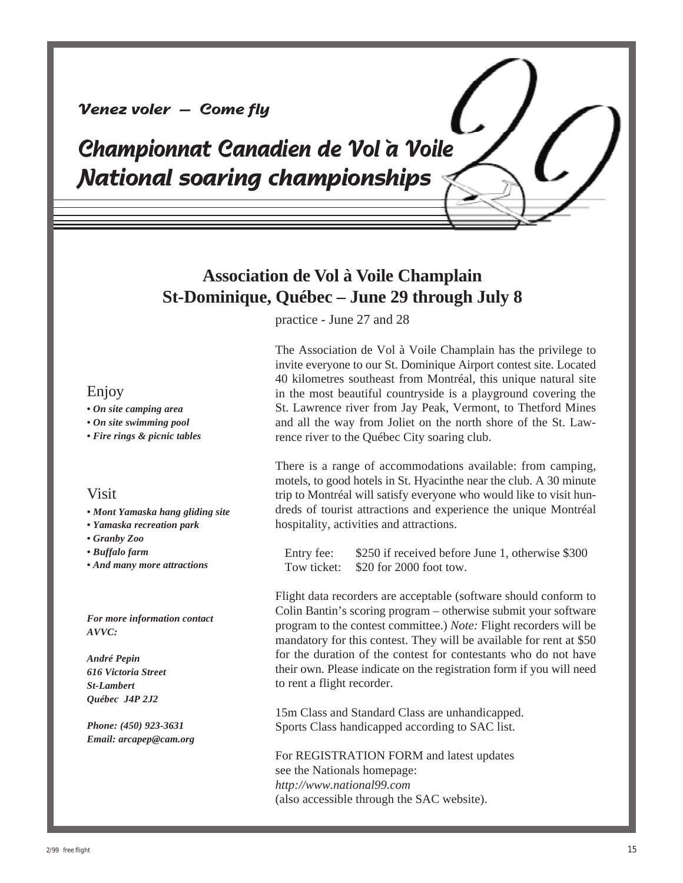*Venez voler — Come fly*

# Championnat Canadien de Vol à Voile
# National soaring championships

## Association de Vol à Voile Champlain
## St-Dominique, Québec – June 29 through July 8

practice - June 27 and 28

The Association de Vol à Voile Champlain has the privilege to invite everyone to our St. Dominique Airport contest site. Located 40 kilometres southeast from Montréal, this unique natural site in the most beautiful countryside is a playground covering the St. Lawrence river from Jay Peak, Vermont, to Thetford Mines and all the way from Joliet on the north shore of the St. Lawrence river to the Québec City soaring club.

There is a range of accommodations available: from camping, motels, to good hotels in St. Hyacinthe near the club. A 30 minute trip to Montréal will satisfy everyone who would like to visit hundreds of tourist attractions and experience the unique Montréal hospitality, activities and attractions.

Entry fee: $250 if received before June 1, otherwise $300
Tow ticket: $20 for 2000 foot tow.

Flight data recorders are acceptable (software should conform to Colin Bantin's scoring program – otherwise submit your software program to the contest committee.) *Note:* Flight recorders will be mandatory for this contest. They will be available for rent at $50 for the duration of the contest for contestants who do not have their own. Please indicate on the registration form if you will need to rent a flight recorder.

15m Class and Standard Class are unhandicapped.
Sports Class handicapped according to SAC list.

For REGISTRATION FORM and latest updates see the Nationals homepage:
*http://www.national99.com*
(also accessible through the SAC website).

### Enjoy

- ***On site camping area***
- ***On site swimming pool***
- ***Fire rings & picnic tables***

### Visit

- ***Mont Yamaska hang gliding site***
- ***Yamaska recreation park***
- ***Granby Zoo***
- ***Buffalo farm***
- ***And many more attractions***

***For more information contact AVVC:***

***André Pepin***
***616 Victoria Street***
***St-Lambert***
***Québec J4P 2J2***

***Phone: (450) 923-3631***
***Email: arcapep@cam.org***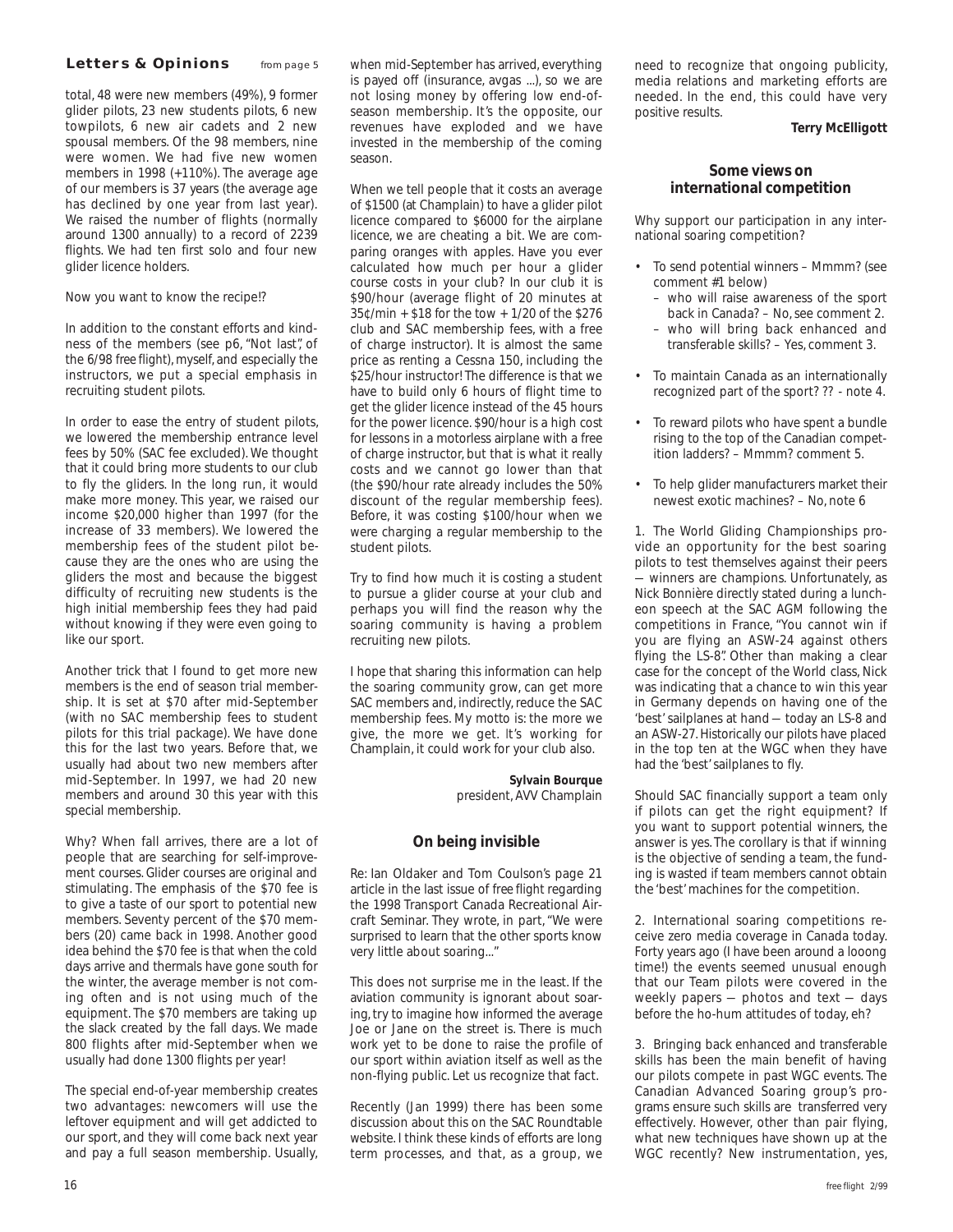## Letters & Opinions

from page 5

total, 48 were new members (49%), 9 former glider pilots, 23 new students pilots, 6 new towpilots, 6 new air cadets and 2 new spousal members. Of the 98 members, nine were women. We had five new women members in 1998 (+110%). The average age of our members is 37 years (the average age has declined by one year from last year). We raised the number of flights (normally around 1300 annually) to a record of 2239 flights. We had ten first solo and four new glider licence holders.

Now you want to know the recipe!?

In addition to the constant efforts and kindness of the members (see p6, "Not last", of the 6/98 *free flight*), myself, and especially the instructors, we put a special emphasis in recruiting student pilots.

In order to ease the entry of student pilots, we lowered the membership entrance level fees by 50% (SAC fee excluded). We thought that it could bring more students to our club to fly the gliders. In the long run, it would make more money. This year, we raised our income $20,000 higher than 1997 (for the increase of 33 members). We lowered the membership fees of the student pilot because they are the ones who are using the gliders the most and because the biggest difficulty of recruiting new students is the high initial membership fees they had paid without knowing if they were even going to like our sport.

Another trick that I found to get more new members is the end of season trial membership. It is set at $70 after mid-September (with no SAC membership fees to student pilots for this trial package). We have done this for the last two years. Before that, we usually had about two new members after mid-September. In 1997, we had 20 new members and around 30 this year with this special membership.

Why? When fall arrives, there are a lot of people that are searching for self-improvement courses. Glider courses are original and stimulating. The emphasis of the $70 fee is to give a taste of our sport to potential new members. Seventy percent of the $70 members (20) came back in 1998. Another good idea behind the $70 fee is that when the cold days arrive and thermals have gone south for the winter, the average member is not coming often and is not using much of the equipment. The $70 members are taking up the slack created by the fall days. We made 800 flights after mid-September when we usually had done 1300 flights per year!

The special end-of-year membership creates two advantages: newcomers will use the leftover equipment and will get addicted to our sport, and they will come back next year and pay a full season membership. Usually, when mid-September has arrived, everything is payed off (insurance, avgas ...), so we are not losing money by offering low end-of-season membership. It's the opposite, our revenues have exploded and we have invested in the membership of the coming season.

When we tell people that it costs an average of $1500 (at Champlain) to have a glider pilot licence compared to $6000 for the airplane licence, we are cheating a bit. We are comparing oranges with apples. Have you ever calculated how much per hour a glider course costs in your club? In our club it is $90/hour (average flight of 20 minutes at 35¢/min + $18 for the tow + 1/20 of the $276 club and SAC membership fees, with a free of charge instructor). It is almost the same price as renting a Cessna 150, including the $25/hour instructor! The difference is that we have to build only 6 hours of flight time to get the glider licence instead of the 45 hours for the power licence. $90/hour is a high cost for lessons in a motorless airplane with a free of charge instructor, but that is what it really costs and we cannot go lower than that (the $90/hour rate already includes the 50% discount of the regular membership fees). Before, it was costing $100/hour when we were charging a regular membership to the student pilots.

Try to find how much it is costing a student to pursue a glider course at your club and perhaps you will find the reason why the soaring community is having a problem recruiting new pilots.

I hope that sharing this information can help the soaring community grow, can get more SAC members and, indirectly, reduce the SAC membership fees. My motto is: the more we give, the more we get. It's working for Champlain, it could work for your club also.

**Sylvain Bourque**
president, AVV Champlain

### On being invisible

Re: Ian Oldaker and Tom Coulson's page 21 article in the last issue of *free flight* regarding the 1998 Transport Canada Recreational Aircraft Seminar. They wrote, in part, "We were surprised to learn that the other sports know very little about soaring..."

This does not surprise me in the least. If the aviation community is ignorant about soaring, try to imagine how informed the average Joe or Jane on the street is. There is much work yet to be done to raise the profile of our sport within aviation itself as well as the non-flying public. Let us recognize that fact.

Recently (Jan 1999) there has been some discussion about this on the SAC Roundtable website. I think these kinds of efforts are long term processes, and that, as a group, we need to recognize that ongoing publicity, media relations and marketing efforts are needed. In the end, this could have very positive results.

**Terry McElligott**

### Some views on international competition

Why support our participation in any international soaring competition?

- To send potential winners – Mmmm? (see comment #1 below)
  - who will raise awareness of the sport back in Canada? – No, see comment 2.
  - who will bring back enhanced and transferable skills? – Yes, comment 3.
- To maintain Canada as an internationally recognized part of the sport? ?? - note 4.
- To reward pilots who have spent a bundle rising to the top of the Canadian competition ladders? – Mmmm? comment 5.
- To help glider manufacturers market their newest exotic machines? – No, note 6

1. The World Gliding Championships provide an opportunity for the best soaring pilots to test themselves against their peers — winners are champions. Unfortunately, as Nick Bonnière directly stated during a luncheon speech at the SAC AGM following the competitions in France, "You cannot win if you are flying an ASW-24 against others flying the LS-8". Other than making a clear case for the concept of the World class, Nick was indicating that a chance to win this year in Germany depends on having one of the 'best' sailplanes at hand — today an LS-8 and an ASW-27. Historically our pilots have placed in the top ten at the WGC when they have had the 'best' sailplanes to fly.

Should SAC financially support a team only if pilots can get the right equipment? If you want to support potential winners, the answer is yes. The corollary is that if winning is the objective of sending a team, the funding is wasted if team members cannot obtain the 'best' machines for the competition.

2. International soaring competitions receive zero media coverage in Canada today. Forty years ago (I have been around a looong time!) the events seemed unusual enough that our Team pilots were covered in the weekly papers — photos and text — days before the ho-hum attitudes of today, eh?

3. Bringing back enhanced and transferable skills has been the main benefit of having our pilots compete in past WGC events. The Canadian Advanced Soaring group's programs ensure such skills are transferred very effectively. However, other than pair flying, what new techniques have shown up at the WGC recently? New instrumentation, yes,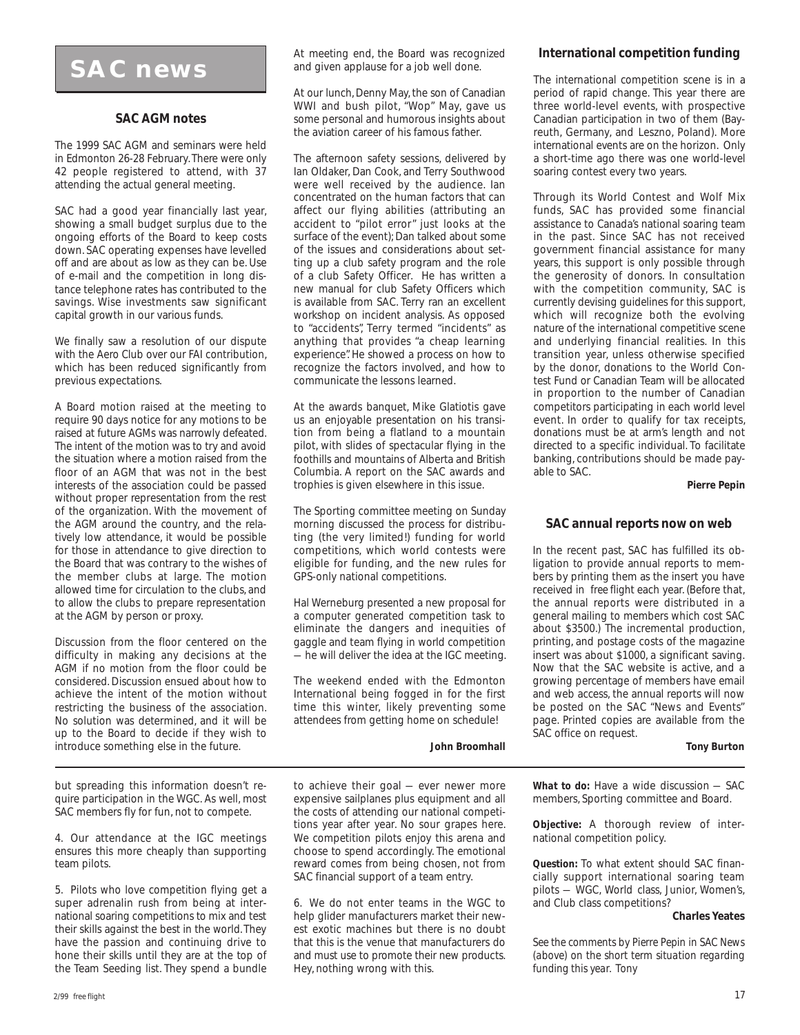# SAC news

## SAC AGM notes

The 1999 SAC AGM and seminars were held in Edmonton 26-28 February. There were only 42 people registered to attend, with 37 attending the actual general meeting.

SAC had a good year financially last year, showing a small budget surplus due to the ongoing efforts of the Board to keep costs down. SAC operating expenses have levelled off and are about as low as they can be. Use of e-mail and the competition in long distance telephone rates has contributed to the savings. Wise investments saw significant capital growth in our various funds.

We finally saw a resolution of our dispute with the Aero Club over our FAI contribution, which has been reduced significantly from previous expectations.

A Board motion raised at the meeting to require 90 days notice for any motions to be raised at future AGMs was narrowly defeated. The intent of the motion was to try and avoid the situation where a motion raised from the floor of an AGM that was not in the best interests of the association could be passed without proper representation from the rest of the organization. With the movement of the AGM around the country, and the relatively low attendance, it would be possible for those in attendance to give direction to the Board that was contrary to the wishes of the member clubs at large. The motion allowed time for circulation to the clubs, and to allow the clubs to prepare representation at the AGM by person or proxy.

Discussion from the floor centered on the difficulty in making any decisions at the AGM if no motion from the floor could be considered. Discussion ensued about how to achieve the intent of the motion without restricting the business of the association. No solution was determined, and it will be up to the Board to decide if they wish to introduce something else in the future.

At meeting end, the Board was recognized and given applause for a job well done.

At our lunch, Denny May, the son of Canadian WWI and bush pilot, "Wop" May, gave us some personal and humorous insights about the aviation career of his famous father.

The afternoon safety sessions, delivered by Ian Oldaker, Dan Cook, and Terry Southwood were well received by the audience. Ian concentrated on the human factors that can affect our flying abilities (attributing an accident to "pilot error" just looks at the surface of the event); Dan talked about some of the issues and considerations about setting up a club safety program and the role of a club Safety Officer. He has written a new manual for club Safety Officers which is available from SAC. Terry ran an excellent workshop on incident analysis. As opposed to "accidents", Terry termed "incidents" as anything that provides "a cheap learning experience". He showed a process on how to recognize the factors involved, and how to communicate the lessons learned.

At the awards banquet, Mike Glatiotis gave us an enjoyable presentation on his transition from being a flatland to a mountain pilot, with slides of spectacular flying in the foothills and mountains of Alberta and British Columbia. A report on the SAC awards and trophies is given elsewhere in this issue.

The Sporting committee meeting on Sunday morning discussed the process for distributing (the very limited!) funding for world competitions, which world contests were eligible for funding, and the new rules for GPS-only national competitions.

Hal Werneburg presented a new proposal for a computer generated competition task to eliminate the dangers and inequities of gaggle and team flying in world competition — he will deliver the idea at the IGC meeting.

The weekend ended with the Edmonton International being fogged in for the first time this winter, likely preventing some attendees from getting home on schedule!

**John Broomhall**

## International competition funding

The international competition scene is in a period of rapid change. This year there are three world-level events, with prospective Canadian participation in two of them (Bayreuth, Germany, and Leszno, Poland). More international events are on the horizon. Only a short-time ago there was one world-level soaring contest every two years.

Through its World Contest and Wolf Mix funds, SAC has provided some financial assistance to Canada's national soaring team in the past. Since SAC has not received government financial assistance for many years, this support is only possible through the generosity of donors. In consultation with the competition community, SAC is currently devising guidelines for this support, which will recognize both the evolving nature of the international competitive scene and underlying financial realities. In this transition year, unless otherwise specified by the donor, donations to the World Contest Fund or Canadian Team will be allocated in proportion to the number of Canadian competitors participating in each world level event. In order to qualify for tax receipts, donations must be at arm's length and not directed to a specific individual. To facilitate banking, contributions should be made payable to SAC.

**Pierre Pepin**

## SAC annual reports now on web

In the recent past, SAC has fulfilled its obligation to provide annual reports to members by printing them as the insert you have received in *free flight* each year. (Before that, the annual reports were distributed in a general mailing to members which cost SAC about $3500.) The incremental production, printing, and postage costs of the magazine insert was about $1000, a significant saving. Now that the SAC website is active, and a growing percentage of members have email and web access, the annual reports will now be posted on the SAC "News and Events" page. Printed copies are available from the SAC office on request.

**Tony Burton**

---

but spreading this information doesn't require participation in the WGC. As well, most SAC members fly for fun, not to compete.

4. Our attendance at the IGC meetings ensures this more cheaply than supporting team pilots.

5. Pilots who love competition flying get a super adrenalin rush from being at international soaring competitions to mix and test their skills against the best in the world. They have the passion and continuing drive to hone their skills until they are at the top of the Team Seeding list. They spend a bundle to achieve their goal — ever newer more expensive sailplanes plus equipment and all the costs of attending our national competitions year after year. No sour grapes here. We competition pilots enjoy this arena and choose to spend accordingly. The emotional reward comes from being chosen, not from SAC financial support of a team entry.

6. We do not enter teams in the WGC to help glider manufacturers market their newest exotic machines but there is no doubt that this is the venue that manufacturers do and must use to promote their new products. Hey, nothing wrong with this.

**What to do:** Have a wide discussion — SAC members, Sporting committee and Board.

**Objective:** A thorough review of international competition policy.

**Question:** To what extent should SAC financially support international soaring team pilots — WGC, World class, Junior, Women's, and Club class competitions?

**Charles Yeates**

*See the comments by Pierre Pepin in SAC News (above) on the short term situation regarding funding this year. Tony*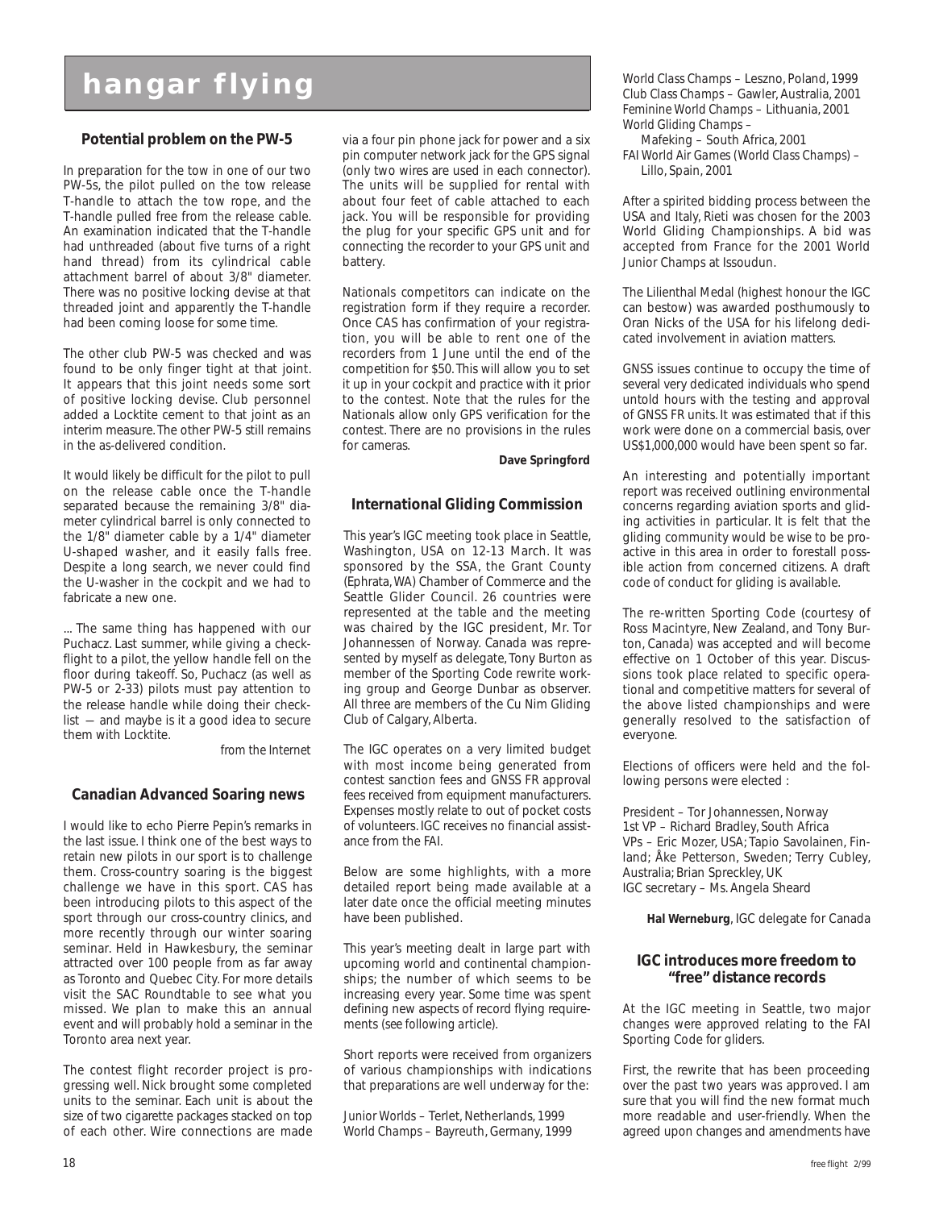# hangar flying

### Potential problem on the PW-5

In preparation for the tow in one of our two PW-5s, the pilot pulled on the tow release T-handle to attach the tow rope, and the T-handle pulled free from the release cable. An examination indicated that the T-handle had unthreaded (about five turns of a right hand thread) from its cylindrical cable attachment barrel of about 3/8" diameter. There was no positive locking devise at that threaded joint and apparently the T-handle had been coming loose for some time.

The other club PW-5 was checked and was found to be only finger tight at that joint. It appears that this joint needs some sort of positive locking devise. Club personnel added a Locktite cement to that joint as an interim measure. The other PW-5 still remains in the as-delivered condition.

It would likely be difficult for the pilot to pull on the release cable once the T-handle separated because the remaining 3/8" diameter cylindrical barrel is only connected to the 1/8" diameter cable by a 1/4" diameter U-shaped washer, and it easily falls free. Despite a long search, we never could find the U-washer in the cockpit and we had to fabricate a new one.

... The same thing has happened with our Puchacz. Last summer, while giving a checkflight to a pilot, the yellow handle fell on the floor during takeoff. So, Puchacz (as well as PW-5 or 2-33) pilots must pay attention to the release handle while doing their checklist — and maybe is it a good idea to secure them with Locktite.

*from the Internet*

### Canadian Advanced Soaring news

I would like to echo Pierre Pepin's remarks in the last issue. I think one of the best ways to retain new pilots in our sport is to challenge them. Cross-country soaring is the biggest challenge we have in this sport. CAS has been introducing pilots to this aspect of the sport through our cross-country clinics, and more recently through our winter soaring seminar. Held in Hawkesbury, the seminar attracted over 100 people from as far away as Toronto and Quebec City. For more details visit the SAC Roundtable to see what you missed. We plan to make this an annual event and will probably hold a seminar in the Toronto area next year.

The contest flight recorder project is progressing well. Nick brought some completed units to the seminar. Each unit is about the size of two cigarette packages stacked on top of each other. Wire connections are made via a four pin phone jack for power and a six pin computer network jack for the GPS signal (only two wires are used in each connector). The units will be supplied for rental with about four feet of cable attached to each jack. You will be responsible for providing the plug for your specific GPS unit and for connecting the recorder to your GPS unit and battery.

Nationals competitors can indicate on the registration form if they require a recorder. Once CAS has confirmation of your registration, you will be able to rent one of the recorders from 1 June until the end of the competition for $50. This will allow you to set it up in your cockpit and practice with it prior to the contest. Note that the rules for the Nationals allow only GPS verification for the contest. There are no provisions in the rules for cameras.

**Dave Springford**

### International Gliding Commission

This year's IGC meeting took place in Seattle, Washington, USA on 12-13 March. It was sponsored by the SSA, the Grant County (Ephrata, WA) Chamber of Commerce and the Seattle Glider Council. 26 countries were represented at the table and the meeting was chaired by the IGC president, Mr. Tor Johannessen of Norway. Canada was represented by myself as delegate, Tony Burton as member of the Sporting Code rewrite working group and George Dunbar as observer. All three are members of the Cu Nim Gliding Club of Calgary, Alberta.

The IGC operates on a very limited budget with most income being generated from contest sanction fees and GNSS FR approval fees received from equipment manufacturers. Expenses mostly relate to out of pocket costs of volunteers. IGC receives no financial assistance from the FAI.

Below are some highlights, with a more detailed report being made available at a later date once the official meeting minutes have been published.

This year's meeting dealt in large part with upcoming world and continental championships; the number of which seems to be increasing every year. Some time was spent defining new aspects of record flying requirements (*see following article*).

Short reports were received from organizers of various championships with indications that preparations are well underway for the:

*Junior Worlds – Terlet, Netherlands, 1999*
*World Champs – Bayreuth, Germany, 1999*
*World Class Champs – Leszno, Poland, 1999*
*Club Class Champs – Gawler, Australia, 2001*
*Feminine World Champs – Lithuania, 2001*
*World Gliding Champs – Mafeking – South Africa, 2001*
*FAI World Air Games (World Class Champs) – Lillo, Spain, 2001*

After a spirited bidding process between the USA and Italy, Rieti was chosen for the 2003 World Gliding Championships. A bid was accepted from France for the 2001 World Junior Champs at Issoudun.

The Lilienthal Medal (highest honour the IGC can bestow) was awarded posthumously to Oran Nicks of the USA for his lifelong dedicated involvement in aviation matters.

GNSS issues continue to occupy the time of several very dedicated individuals who spend untold hours with the testing and approval of GNSS FR units. It was estimated that if this work were done on a commercial basis, over US$1,000,000 would have been spent so far.

An interesting and potentially important report was received outlining environmental concerns regarding aviation sports and gliding activities in particular. It is felt that the gliding community would be wise to be proactive in this area in order to forestall possible action from concerned citizens. A draft code of conduct for gliding is available.

The re-written Sporting Code (courtesy of Ross Macintyre, New Zealand, and Tony Burton, Canada) was accepted and will become effective on 1 October of this year. Discussions took place related to specific operational and competitive matters for several of the above listed championships and were generally resolved to the satisfaction of everyone.

Elections of officers were held and the following persons were elected :

President – Tor Johannessen, Norway
1st VP – Richard Bradley, South Africa
VPs – Eric Mozer, USA; Tapio Savolainen, Finland; Åke Petterson, Sweden; Terry Cubley, Australia; Brian Spreckley, UK
IGC secretary – Ms. Angela Sheard

**Hal Werneburg**, IGC delegate for Canada

### IGC introduces more freedom to "free" distance records

At the IGC meeting in Seattle, two major changes were approved relating to the FAI Sporting Code for gliders.

First, the rewrite that has been proceeding over the past two years was approved. I am sure that you will find the new format much more readable and user-friendly. When the agreed upon changes and amendments have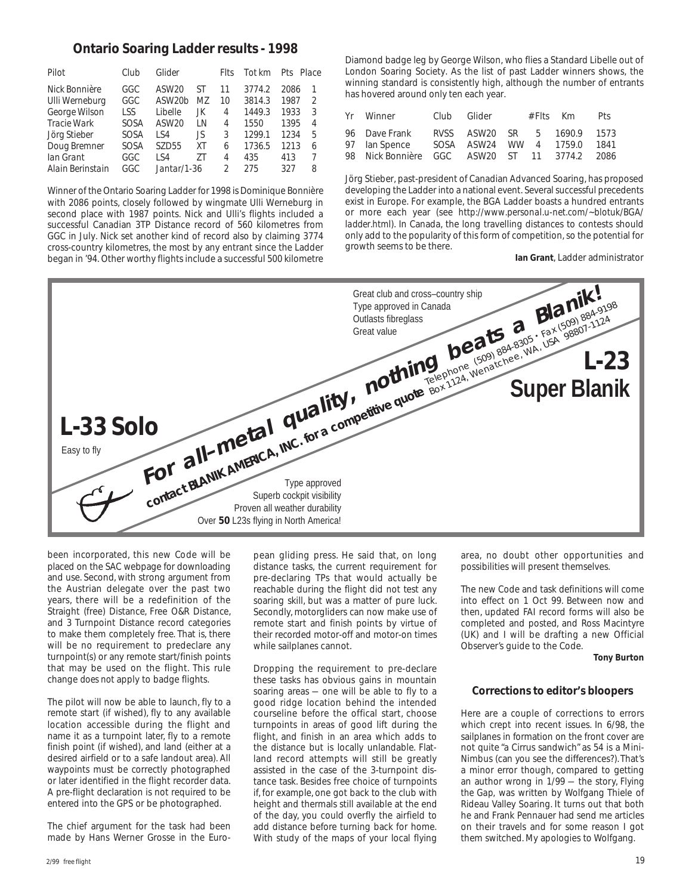## Ontario Soaring Ladder results - 1998

| Pilot | Club | Glider | | Flts | Tot km | Pts | Place |
|---|---|---|---|---|---|---|---|
| Nick Bonnière | GGC | ASW20 | ST | 11 | 3774.2 | 2086 | 1 |
| Ulli Werneburg | GGC | ASW20b | MZ | 10 | 3814.3 | 1987 | 2 |
| George Wilson | LSS | Libelle | JK | 4 | 1449.3 | 1933 | 3 |
| Tracie Wark | SOSA | ASW20 | LN | 4 | 1550 | 1395 | 4 |
| Jörg Stieber | SOSA | LS4 | JS | 3 | 1299.1 | 1234 | 5 |
| Doug Bremner | SOSA | SZD55 | XT | 6 | 1736.5 | 1213 | 6 |
| Ian Grant | GGC | LS4 | ZT | 4 | 435 | 413 | 7 |
| Alain Berinstain | GGC | Jantar/1-36 | | 2 | 275 | 327 | 8 |

Winner of the Ontario Soaring Ladder for 1998 is Dominique Bonnière with 2086 points, closely followed by wingmate Ulli Werneburg in second place with 1987 points. Nick and Ulli's flights included a successful Canadian 3TP Distance record of 560 kilometres from GGC in July. Nick set another kind of record also by claiming 3774 cross-country kilometres, the most by any entrant since the Ladder began in '94. Other worthy flights include a successful 500 kilometre Diamond badge leg by George Wilson, who flies a Standard Libelle out of London Soaring Society. As the list of past Ladder winners shows, the winning standard is consistently high, although the number of entrants has hovered around only ten each year.

| Yr | Winner | Club | Glider | | # Flts | Km | Pts |
|---|---|---|---|---|---|---|---|
| 96 | Dave Frank | RVSS | ASW20 | SR | 5 | 1690.9 | 1573 |
| 97 | Ian Spence | SOSA | ASW24 | WW | 4 | 1759.0 | 1841 |
| 98 | Nick Bonnière | GGC | ASW20 | ST | 11 | 3774.2 | 2086 |

Jörg Stieber, past-president of Canadian Advanced Soaring, has proposed developing the Ladder into a national event. Several successful precedents exist in Europe. For example, the BGA Ladder boasts a hundred entrants or more each year (see http://www.personal.u-net.com/~blotuk/BGA/ladder.html). In Canada, the long travelling distances to contests should only add to the popularity of this form of competition, so the potential for growth seems to be there.

**Ian Grant**, Ladder administrator

---

**For all–metal quality, nothing beats a Blanik!**

contact **BLANIK AMERICA, INC.** for a competitive quote
Telephone (509) 884-8305 • Fax (509) 884-9198
Box 1124, Wenatchee, WA, USA 98807-1124

**L-23 Super Blanik**
- Great club and cross–country ship
- Type approved in Canada
- Outlasts fibreglass
- Great value

**L-33 Solo**
- Easy to fly
- Type approved
- Superb cockpit visibility
- Proven all weather durability
- Over **50** L23s flying in North America!

---

been incorporated, this new Code will be placed on the SAC webpage for downloading and use. Second, with strong argument from the Austrian delegate over the past two years, there will be a redefinition of the Straight (free) Distance, Free O&R Distance, and 3 Turnpoint Distance record categories to make them completely free. That is, there will be no requirement to predeclare any turnpoint(s) or any remote start/finish points that may be used on the flight. This rule change does not apply to badge flights.

The pilot will now be able to launch, fly to a remote start (if wished), fly to any available location accessible during the flight and name it as a turnpoint later, fly to a remote finish point (if wished), and land (either at a desired airfield or to a safe landout area). All waypoints must be correctly photographed or later identified in the flight recorder data. A pre-flight declaration is not required to be entered into the GPS or be photographed.

The chief argument for the task had been made by Hans Werner Grosse in the European gliding press. He said that, on long distance tasks, the current requirement for pre-declaring TPs that would actually be reachable during the flight did not test any soaring skill, but was a matter of pure luck. Secondly, motorgliders can now make use of remote start and finish points by virtue of their recorded motor-off and motor-on times while sailplanes cannot.

Dropping the requirement to pre-declare these tasks has obvious gains in mountain soaring areas — one will be able to fly to a good ridge location behind the intended courseline before the offical start, choose turnpoints in areas of good lift during the flight, and finish in an area which adds to the distance but is locally unlandable. Flatland record attempts will still be greatly assisted in the case of the 3-turnpoint distance task. Besides free choice of turnpoints if, for example, one got back to the club with height and thermals still available at the end of the day, you could overfly the airfield to add distance before turning back for home. With study of the maps of your local flying area, no doubt other opportunities and possibilities will present themselves.

The new Code and task definitions will come into effect on 1 Oct 99. Between now and then, updated FAI record forms will also be completed and posted, and Ross Macintyre (UK) and I will be drafting a new Official Observer's guide to the Code.

**Tony Burton**

### Corrections to editor's bloopers

Here are a couple of corrections to errors which crept into recent issues. In 6/98, the sailplanes in formation on the front cover are not quite "a Cirrus sandwich" as 54 is a Mini-Nimbus (can you see the differences?). That's a minor error though, compared to getting an author wrong in 1/99 — the story, Flying the Gap, was written by Wolfgang Thiele of Rideau Valley Soaring. It turns out that both he and Frank Pennauer had send me articles on their travels and for some reason I got them switched. My apologies to Wolfgang.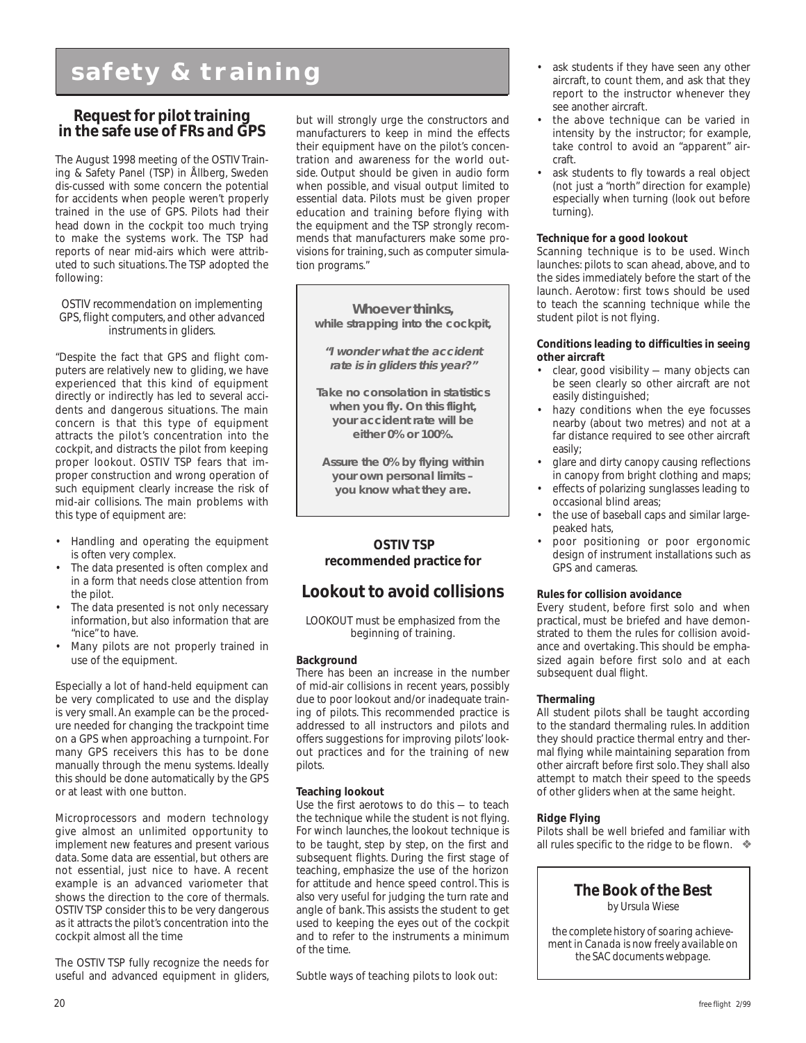# safety & training

## Request for pilot training in the safe use of FRs and GPS

The August 1998 meeting of the OSTIV Training & Safety Panel (TSP) in Ållberg, Sweden dis-cussed with some concern the potential for accidents when people weren't properly trained in the use of GPS. Pilots had their head down in the cockpit too much trying to make the systems work. The TSP had reports of near mid-airs which were attributed to such situations. The TSP adopted the following:

*OSTIV recommendation on implementing GPS, flight computers, and other advanced instruments in gliders.*

"Despite the fact that GPS and flight computers are relatively new to gliding, we have experienced that this kind of equipment directly or indirectly has led to several accidents and dangerous situations. The main concern is that this type of equipment attracts the pilot's concentration into the cockpit, and distracts the pilot from keeping proper lookout. OSTIV TSP fears that improper construction and wrong operation of such equipment clearly increase the risk of mid-air collisions. The main problems with this type of equipment are:

- Handling and operating the equipment is often very complex.
- The data presented is often complex and in a form that needs close attention from the pilot.
- The data presented is not only necessary information, but also information that are "nice" to have.
- Many pilots are not properly trained in use of the equipment.

Especially a lot of hand-held equipment can be very complicated to use and the display is very small. An example can be the procedure needed for changing the trackpoint time on a GPS when approaching a turnpoint. For many GPS receivers this has to be done manually through the menu systems. Ideally this should be done automatically by the GPS or at least with one button.

Microprocessors and modern technology give almost an unlimited opportunity to implement new features and present various data. Some data are essential, but others are not essential, just nice to have. A recent example is an advanced variometer that shows the direction to the core of thermals. OSTIV TSP consider this to be very dangerous as it attracts the pilot's concentration into the cockpit almost all the time

The OSTIV TSP fully recognize the needs for useful and advanced equipment in gliders, but will strongly urge the constructors and manufacturers to keep in mind the effects their equipment have on the pilot's concentration and awareness for the world outside. Output should be given in audio form when possible, and visual output limited to essential data. Pilots must be given proper education and training before flying with the equipment and the TSP strongly recommends that manufacturers make some provisions for training, such as computer simulation programs."

> **Whoever thinks,**
> **while strapping into the cockpit,**
>
> ***"I wonder what the accident rate is in gliders this year?"***
>
> **Take no consolation in statistics when you fly. On this flight, your accident rate will be either 0% or 100%.**
>
> **Assure the 0% by flying within your own personal limits – you know what they are.**

**OSTIV TSP**
**recommended practice for**

## Lookout to avoid collisions

LOOKOUT must be emphasized from the beginning of training.

**Background**
There has been an increase in the number of mid-air collisions in recent years, possibly due to poor lookout and/or inadequate training of pilots. This recommended practice is addressed to all instructors and pilots and offers suggestions for improving pilots' lookout practices and for the training of new pilots.

**Teaching lookout**
Use the first aerotows to do this — to teach the technique while the student is not flying. For winch launches, the lookout technique is to be taught, step by step, on the first and subsequent flights. During the first stage of teaching, emphasize the use of the horizon for attitude and hence speed control. This is also very useful for judging the turn rate and angle of bank. This assists the student to get used to keeping the eyes out of the cockpit and to refer to the instruments a minimum of the time.

Subtle ways of teaching pilots to look out:

- ask students if they have seen any other aircraft, to count them, and ask that they report to the instructor whenever they see another aircraft.
- the above technique can be varied in intensity by the instructor; for example, take control to avoid an "apparent" aircraft.
- ask students to fly towards a real object (not just a "north" direction for example) especially when turning (look out before turning).

**Technique for a good lookout**
Scanning technique is to be used. Winch launches: pilots to scan ahead, above, and to the sides immediately before the start of the launch. Aerotow: first tows should be used to teach the scanning technique while the student pilot is not flying.

**Conditions leading to difficulties in seeing other aircraft**

- clear, good visibility — many objects can be seen clearly so other aircraft are not easily distinguished;
- hazy conditions when the eye focusses nearby (about two metres) and not at a far distance required to see other aircraft easily;
- glare and dirty canopy causing reflections in canopy from bright clothing and maps;
- effects of polarizing sunglasses leading to occasional blind areas;
- the use of baseball caps and similar large-peaked hats,
- poor positioning or poor ergonomic design of instrument installations such as GPS and cameras.

**Rules for collision avoidance**
Every student, before first solo and when practical, must be briefed and have demonstrated to them the rules for collision avoidance and overtaking. This should be emphasized again before first solo and at each subsequent dual flight.

**Thermaling**
All student pilots shall be taught according to the standard thermaling rules. In addition they should practice thermal entry and thermal flying while maintaining separation from other aircraft before first solo. They shall also attempt to match their speed to the speeds of other gliders when at the same height.

**Ridge Flying**
Pilots shall be well briefed and familiar with all rules specific to the ridge to be flown. ❖

### The Book of the Best

*by Ursula Wiese*

*the complete history of soaring achievement in Canada is now freely available on the SAC documents webpage.*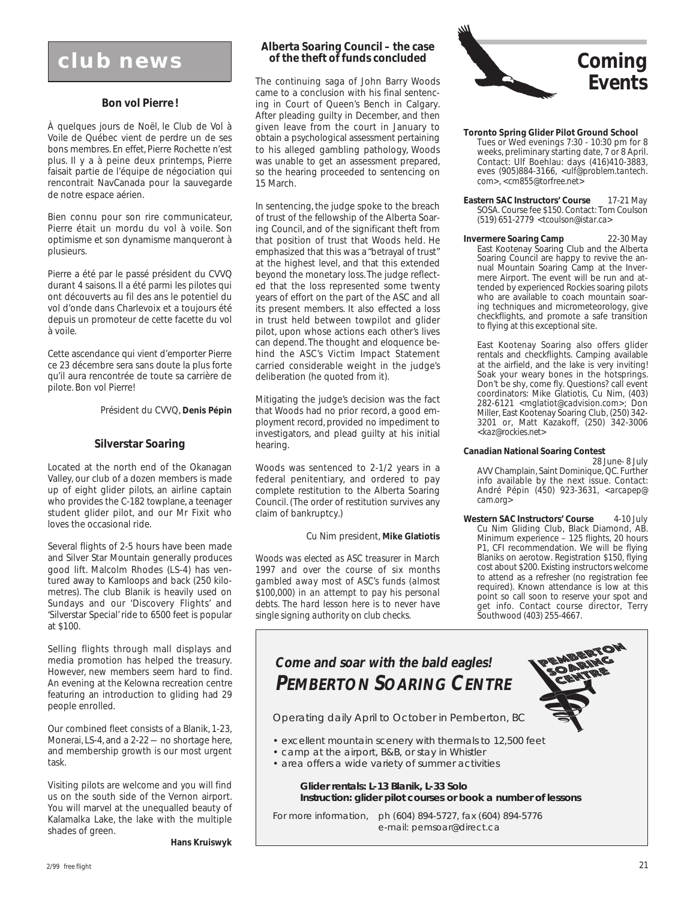# club news

### Bon vol Pierre !

À quelques jours de Noël, le Club de Vol à Voile de Québec vient de perdre un de ses bons membres. En effet, Pierre Rochette n'est plus. Il y a à peine deux printemps, Pierre faisait partie de l'équipe de négociation qui rencontrait NavCanada pour la sauvegarde de notre espace aérien.

Bien connu pour son rire communicateur, Pierre était un mordu du vol à voile. Son optimisme et son dynamisme manqueront à plusieurs.

Pierre a été par le passé président du CVVQ durant 4 saisons. Il a été parmi les pilotes qui ont découverts au fil des ans le potentiel du vol d'onde dans Charlevoix et a toujours été depuis un promoteur de cette facette du vol à voile.

Cette ascendance qui vient d'emporter Pierre ce 23 décembre sera sans doute la plus forte qu'il aura rencontrée de toute sa carrière de pilote. Bon vol Pierre!

Président du CVVQ, **Denis Pépin**

### Silverstar Soaring

Located at the north end of the Okanagan Valley, our club of a dozen members is made up of eight glider pilots, an airline captain who provides the C-182 towplane, a teenager student glider pilot, and our Mr Fixit who loves the occasional ride.

Several flights of 2-5 hours have been made and Silver Star Mountain generally produces good lift. Malcolm Rhodes (LS-4) has ventured away to Kamloops and back (250 kilometres). The club Blanik is heavily used on Sundays and our 'Discovery Flights' and 'Silverstar Special' ride to 6500 feet is popular at $100.

Selling flights through mall displays and media promotion has helped the treasury. However, new members seem hard to find. An evening at the Kelowna recreation centre featuring an introduction to gliding had 29 people enrolled.

Our combined fleet consists of a Blanik, 1-23, Monerai, LS-4, and a 2-22 — no shortage here, and membership growth is our most urgent task.

Visiting pilots are welcome and you will find us on the south side of the Vernon airport. You will marvel at the unequalled beauty of Kalamalka Lake, the lake with the multiple shades of green.

**Hans Kruiswyk**

### Alberta Soaring Council – the case of the theft of funds concluded

The continuing saga of John Barry Woods came to a conclusion with his final sentencing in Court of Queen's Bench in Calgary. After pleading guilty in December, and then given leave from the court in January to obtain a psychological assessment pertaining to his alleged gambling pathology, Woods was unable to get an assessment prepared, so the hearing proceeded to sentencing on 15 March.

In sentencing, the judge spoke to the breach of trust of the fellowship of the Alberta Soaring Council, and of the significant theft from that position of trust that Woods held. He emphasized that this was a "betrayal of trust" at the highest level, and that this extended beyond the monetary loss. The judge reflected that the loss represented some twenty years of effort on the part of the ASC and all its present members. It also effected a loss in trust held between towpilot and glider pilot, upon whose actions each other's lives can depend. The thought and eloquence behind the ASC's Victim Impact Statement carried considerable weight in the judge's deliberation (he quoted from it).

Mitigating the judge's decision was the fact that Woods had no prior record, a good employment record, provided no impediment to investigators, and plead guilty at his initial hearing.

Woods was sentenced to 2-1/2 years in a federal penitentiary, and ordered to pay complete restitution to the Alberta Soaring Council. (The order of restitution survives any claim of bankruptcy.)

Cu Nim president, **Mike Glatiotis**

*Woods was elected as ASC treasurer in March 1997 and over the course of six months gambled away most of ASC's funds (almost $100,000) in an attempt to pay his personal debts. The hard lesson here is to never have single signing authority on club checks.*

# Coming Events

**Toronto Spring Glider Pilot Ground School**
Tues or Wed evenings 7:30 - 10:30 pm for 8 weeks, preliminary starting date, 7 or 8 April. Contact: Ulf Boehlau: days (416)410-3883, eves (905)884-3166, <ulf@problem.tantech.com>, <cm855@torfree.net>

**Eastern SAC Instructors' Course** 17-21 May
SOSA. Course fee $150. Contact: Tom Coulson (519) 651-2779 <tcoulson@istar.ca>

**Invermere Soaring Camp** 22-30 May
East Kootenay Soaring Club and the Alberta Soaring Council are happy to revive the annual Mountain Soaring Camp at the Invermere Airport. The event will be run and attended by experienced Rockies soaring pilots who are available to coach mountain soaring techniques and micrometeorology, give checkflights, and promote a safe transition to flying at this exceptional site.

East Kootenay Soaring also offers glider rentals and checkflights. Camping available at the airfield, and the lake is very inviting! Soak your weary bones in the hotsprings. Don't be shy, come fly. Questions? call event coordinators: Mike Glatiotis, Cu Nim, (403) 282-6121 <mglatiot@cadvision.com>; Don Miller, East Kootenay Soaring Club, (250) 342-3201 or, Matt Kazakoff, (250) 342-3006 <kaz@rockies.net>

**Canadian National Soaring Contest** 28 June- 8 July
AVV Champlain, Saint Dominique, QC. Further info available by the next issue. Contact: André Pépin (450) 923-3631, <arcapep@cam.org>

**Western SAC Instructors' Course** 4-10 July
Cu Nim Gliding Club, Black Diamond, AB. Minimum experience – 125 flights, 20 hours P1, CFI recommendation. We will be flying Blaniks on aerotow. Registration $150, flying cost about $200. Existing instructors welcome to attend as a refresher (no registration fee required). Known attendance is low at this point so call soon to reserve your spot and get info. Contact course director, Terry Southwood (403) 255-4667.

---

***Come and soar with the bald eagles!***
***PEMBERTON SOARING CENTRE***

PEMBERTON SOARING CENTRE

Operating daily April to October in Pemberton, BC

- excellent mountain scenery with thermals to 12,500 feet
- camp at the airport, B&B, or stay in Whistler
- area offers a wide variety of summer activities

**Glider rentals: L-13 Blanik, L-33 Solo**
**Instruction: glider pilot courses or book a number of lessons**

For more information, ph (604) 894-5727, fax (604) 894-5776
e-mail: pemsoar@direct.ca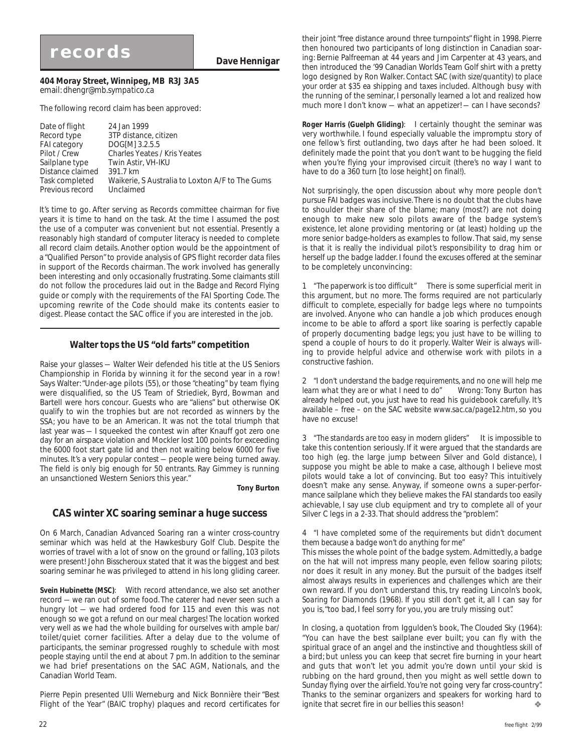# records

**Dave Hennigar**

**404 Moray Street, Winnipeg, MB R3J 3A5**
email: dhengr@mb.sympatico.ca

The following record claim has been approved:

| | |
|---|---|
| Date of flight | 24 Jan 1999 |
| Record type | 3TP distance, citizen |
| FAI category | DOG[M] 3.2.5.5 |
| Pilot / Crew | Charles Yeates / Kris Yeates |
| Sailplane type | Twin Astir, VH-IKU |
| Distance claimed | 391.7 km |
| Task completed | Waikerie, S Australia to Loxton A/F to The Gums |
| Previous record | Unclaimed |

It's time to go. After serving as Records committee chairman for five years it is time to hand on the task. At the time I assumed the post the use of a computer was convenient but not essential. Presently a reasonably high standard of computer literacy is needed to complete all record claim details. Another option would be the appointment of a "Qualified Person" to provide analysis of GPS flight recorder data files in support of the Records chairman. The work involved has generally been interesting and only occasionally frustrating. Some claimants still do not follow the procedures laid out in the *Badge and Record Flying* guide or comply with the requirements of the FAI Sporting Code. The upcoming rewrite of the Code should make its contents easier to digest. Please contact the SAC office if you are interested in the job.

## Walter tops the US "old farts" competition

Raise your glasses — Walter Weir defended his title at the US Seniors Championship in Florida by winning it for the second year in a row! Says Walter: "Under-age pilots (55), or those "cheating" by team flying were disqualified, so the US Team of Striediek, Byrd, Bowman and Bartell were hors concour. Guests who are "aliens" but otherwise OK qualify to win the trophies but are not recorded as winners by the SSA; you have to be an American. It was not the total triumph that last year was — I squeeked the contest win after Knauff got zero one day for an airspace violation and Mockler lost 100 points for exceeding the 6000 foot start gate lid and then not waiting below 6000 for five minutes. It's a very popular contest — people were being turned away. The field is only big enough for 50 entrants. Ray Gimmey is running an unsanctioned Western Seniors this year."

**Tony Burton**

## CAS winter XC soaring seminar a huge success

On 6 March, Canadian Advanced Soaring ran a winter cross-country seminar which was held at the Hawkesbury Golf Club. Despite the worries of travel with a lot of snow on the ground or falling, 103 pilots were present! John Bisscheroux stated that it was the biggest and best soaring seminar he was privileged to attend in his long gliding career.

**Svein Hubinette (MSC)**: With record attendance, we also set another record — we ran out of some food. The caterer had never seen such a hungry lot — we had ordered food for 115 and even this was not enough so we got a refund on our meal charges! The location worked very well as we had the whole building for ourselves with ample bar/toilet/quiet corner facilities. After a delay due to the volume of participants, the seminar progressed roughly to schedule with most people staying until the end at about 7 pm. In addition to the seminar we had brief presentations on the SAC AGM, Nationals, and the Canadian World Team.

Pierre Pepin presented Ulli Werneburg and Nick Bonnière their "Best Flight of the Year" (BAIC trophy) plaques and record certificates for their joint "free distance around three turnpoints" flight in 1998. Pierre then honoured two participants of long distinction in Canadian soaring: Bernie Palfreeman at 44 years and Jim Carpenter at 43 years, and then introduced the '99 Canadian Worlds Team Golf shirt with a pretty logo designed by Ron Walker. *Contact SAC (with size/quantity) to place your order at $35 ea shipping and taxes included.* Although busy with the running of the seminar, I personally learned a lot and realized how much more I don't know — what an appetizer! — can I have seconds?

**Roger Harris (Guelph Gliding)**: I certainly thought the seminar was very worthwhile. I found especially valuable the impromptu story of one fellow's first outlanding, two days after he had been soloed. It definitely made the point that you don't want to be hugging the field when you're flying your improvised circuit (there's no way I want to have to do a 360 turn [to lose height] on final!).

Not surprisingly, the open discussion about why more people don't pursue FAI badges was inclusive. There is no doubt that the clubs have to shoulder their share of the blame; many (most?) are not doing enough to make new solo pilots aware of the badge system's existence, let alone providing mentoring or (at least) holding up the more senior badge-holders as examples to follow. That said, my sense is that it is really the individual pilot's responsibility to drag him or herself up the badge ladder. I found the excuses offered at the seminar to be completely unconvincing:

1 *"The paperwork is too difficult"* There is some superficial merit in this argument, but no more. The forms required are not particularly difficult to complete, especially for badge legs where no turnpoints are involved. Anyone who can handle a job which produces enough income to be able to afford a sport like soaring is perfectly capable of properly documenting badge legs; you just have to be willing to spend a couple of hours to do it properly. Walter Weir is always willing to provide helpful advice and otherwise work with pilots in a constructive fashion.

2 *"I don't understand the badge requirements, and no one will help me learn what they are or what I need to do"* Wrong: Tony Burton has already helped out, you just have to read his guidebook carefully. It's available – free – on the SAC website www.sac.ca/page12.htm, so you have no excuse!

3 *"The standards are too easy in modern gliders"* It is impossible to take this contention seriously. If it were argued that the standards are too high (eg. the large jump between Silver and Gold distance), I suppose you might be able to make a case, although I believe most pilots would take a lot of convincing. But too easy? This intuitively doesn't make any sense. Anyway, if someone owns a super-performance sailplane which they believe makes the FAI standards too easily achievable, I say use club equipment and try to complete all of your Silver C legs in a 2-33. That should address the "problem".

4 *"I have completed some of the requirements but didn't document them because a badge won't do anything for me"*
This misses the whole point of the badge system. Admittedly, a badge on the hat will not impress many people, even fellow soaring pilots; nor does it result in any money. But the pursuit of the badges itself almost always results in experiences and challenges which are their own reward. If you don't understand this, try reading Lincoln's book, *Soaring for Diamonds* (1968). If you still don't get it, all I can say for you is, "too bad, I feel sorry for you, you are truly missing out".

In closing, a quotation from Iggulden's book, *The Clouded Sky* (1964): "You can have the best sailplane ever built; you can fly with the spiritual grace of an angel and the instinctive and thoughtless skill of a bird; but unless you can keep that secret fire burning in your heart and guts that won't let you admit you're down until your skid is rubbing on the hard ground, then you might as well settle down to Sunday flying over the airfield. You're not going very far cross-country". Thanks to the seminar organizers and speakers for working hard to ignite that secret fire in our bellies this season! ❖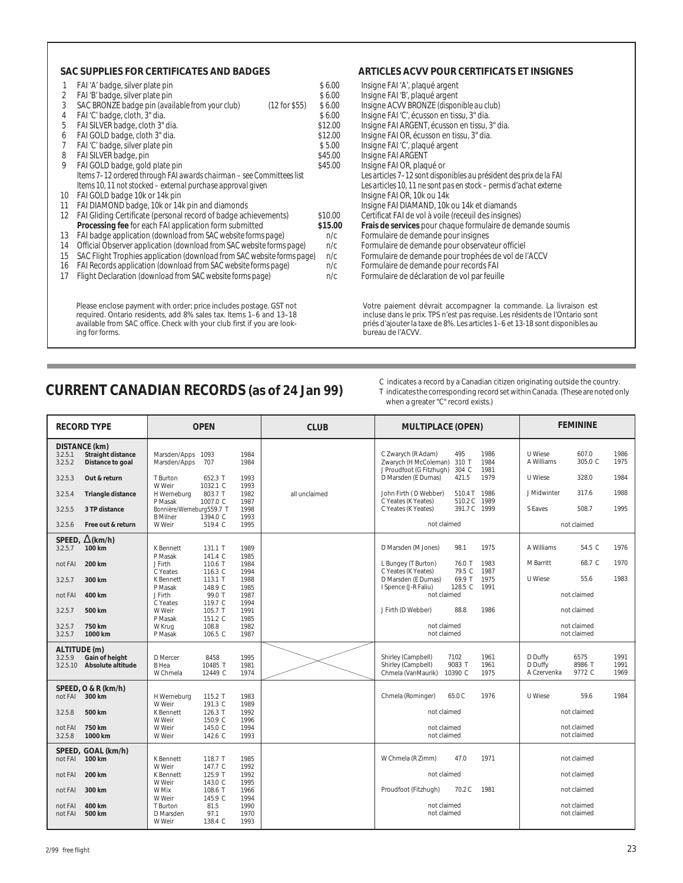## SAC SUPPLIES FOR CERTIFICATES AND BADGES

| | | | |
|---|---|---|---|
| 1 | FAI 'A' badge, silver plate pin | | $ 6.00 |
| 2 | FAI 'B' badge, silver plate pin | | $ 6.00 |
| 3 | SAC BRONZE badge pin (available from your club) | (12 for $55) | $ 6.00 |
| 4 | FAI 'C' badge, cloth, 3" dia. | | $ 6.00 |
| 5 | FAI SILVER badge, cloth 3" dia. | | $12.00 |
| 6 | FAI GOLD badge, cloth 3" dia. | | $12.00 |
| 7 | FAI 'C' badge, silver plate pin | | $ 5.00 |
| 8 | FAI SILVER badge, pin | | $45.00 |
| 9 | FAI GOLD badge, gold plate pin | | $45.00 |
| | *Items 7–12 ordered through FAI awards chairman – see Committees list* | | |
| | *Items 10, 11 not stocked – external purchase approval given* | | |
| 10 | FAI GOLD badge 10k or 14k pin | | |
| 11 | FAI DIAMOND badge, 10k or 14k pin and diamonds | | |
| 12 | FAI Gliding Certificate (personal record of badge achievements) | | $10.00 |
| | **Processing fee** for each FAI application form submitted | | **$15.00** |
| 13 | FAI badge application (download from SAC website forms page) | | n/c |
| 14 | Official Observer application (download from SAC website forms page) | | n/c |
| 15 | SAC Flight Trophies application (download from SAC website forms page) | | n/c |
| 16 | FAI Records application (download from SAC website forms page) | | n/c |
| 17 | Flight Declaration (download from SAC website forms page) | | n/c |

Please enclose payment with order; price includes postage. GST not required. Ontario residents, add 8% sales tax. Items 1–6 and 13–18 available from SAC office. Check with your club first if you are looking for forms.

## ARTICLES ACVV POUR CERTIFICATS ET INSIGNES

1. Insigne FAI 'A', plaqué argent
2. Insigne FAI 'B', plaqué argent
3. Insigne ACVV BRONZE (disponible au club)
4. Insigne FAI 'C', écusson en tissu, 3" dia.
5. Insigne FAI ARGENT, écusson en tissu, 3" dia.
6. Insigne FAI OR, écusson en tissu, 3" dia.
7. Insigne FAI 'C', plaqué argent
8. Insigne FAI ARGENT
9. Insigne FAI OR, plaqué or

*Les articles 7–12 sont disponibles au président des prix de la FAI*
*Les articles 10, 11 ne sont pas en stock – permis d'achat externe*

10. Insigne FAI OR, 10k ou 14k
11. Insigne FAI DIAMAND, 10k ou 14k et diamands
12. Certificat FAI de vol à voile (receuil des insignes)

**Frais de services** pour chaque formulaire de demande soumis

13. Formulaire de demande pour insignes
14. Formulaire de demande pour observateur officiel
15. Formulaire de demande pour trophées de vol de l'ACCV
16. Formulaire de demande pour records FAI
17. Formulaire de déclaration de vol par feuille

Votre paiement dévrait accompagner la commande. La livraison est incluse dans le prix. TPS n'est pas requise. Les résidents de l'Ontario sont priés d'ajouter la taxe de 8%. Les articles 1–6 et 13-18 sont disponibles au bureau de l'ACVV.

## CURRENT CANADIAN RECORDS (as of 24 Jan 99)

C indicates a record by a Canadian citizen originating outside the country.
T indicates the corresponding record set within Canada. (These are noted only when a greater "C" record exists.)

| RECORD TYPE | | OPEN | | | CLUB | MULTIPLACE (OPEN) | | | FEMININE | | |
|---|---|---|---|---|---|---|---|---|---|---|---|
| **DISTANCE (km)** | | | | | | | | | | | |
| 3.2.5.1 | **Straight distance** | Marsden/Apps | 1093 | 1984 | | C Zwarych (R Adam) | 495 | 1986 | U Wiese | 607.0 | 1986 |
| 3.2.5.2 | **Distance to goal** | Marsden/Apps | 707 | 1984 | | Zwarych (H McColeman) | 310 T | 1984 | A Williams | 305.0 C | 1975 |
| | | | | | | J Proudfoot (G Fitzhigh) | 304 C | 1981 | | | |
| 3.2.5.3 | **Out & return** | T Burton | 652.3 T | 1993 | | D Marsden (E Dumas) | 421.5 | 1979 | U Wiese | 328.0 | 1984 |
| | | W Weir | 1032.1 C | 1993 | | | | | | | |
| 3.2.5.4 | **Triangle distance** | H Werneburg | 803.7 T | 1982 | all unclaimed | John Firth ( D Webber) | 510.4 T | 1986 | J Midwinter | 317.6 | 1988 |
| | | P Masak | 1007.0 C | 1987 | | C Yeates (K Yeates) | 510.2 C | 1989 | | | |
| 3.2.5.5 | **3 TP distance** | Bonnière/Werneburg | 559.7 T | 1998 | | C Yeates (K Yeates) | 391.7 C | 1999 | S Eaves | 508.7 | 1995 |
| | | B Milner | 1394.0 C | 1993 | | | | | | | |
| 3.2.5.6 | **Free out & return** | W Weir | 519.4 C | 1995 | | not claimed | | | not claimed | | |
| **SPEED, △ (km/h)** | | | | | | | | | | | |
| 3.2.5.7 | **100 km** | K Bennett | 131.1 T | 1989 | | D Marsden (M Jones) | 98.1 | 1975 | A Williams | 54.5 C | 1976 |
| | | P Masak | 141.4 C | 1985 | | | | | | | |
| not FAI | **200 km** | J Firth | 110.6 T | 1984 | | L Bungey (T Burton) | 76.0 T | 1983 | M Barritt | 68.7 C | 1970 |
| | | C Yeates | 116.3 C | 1994 | | C Yeates (K Yeates) | 79.5 C | 1987 | | | |
| 3.2.5.7 | **300 km** | K Bennett | 113.1 T | 1988 | | D Marsden (E Dumas) | 69.9 T | 1975 | U Wiese | 55.6 | 1983 |
| | | P Masak | 148.9 C | 1985 | | I Spence (J-R Faliu) | 128.5 C | 1991 | | | |
| not FAI | **400 km** | J Firth | 99.0 T | 1987 | | not claimed | | | not claimed | | |
| | | C Yeates | 119.7 C | 1994 | | | | | | | |
| 3.2.5.7 | **500 km** | W Weir | 105.7 T | 1991 | | J Firth (D Webber) | 88.8 | 1986 | not claimed | | |
| | | P Masak | 151.2 C | 1985 | | | | | | | |
| 3.2.5.7 | **750 km** | W Krug | 108.8 | 1982 | | not claimed | | | not claimed | | |
| 3.2.5.7 | **1000 km** | P Masak | 106.5 C | 1987 | | not claimed | | | not claimed | | |
| **ALTITUDE (m)** | | | | | | | | | | | |
| 3.2.5.9 | **Gain of height** | D Mercer | 8458 | 1995 | | Shirley (Campbell) | 7102 | 1961 | D Duffy | 6575 | 1991 |
| 3.2.5.10 | **Absolute altitude** | B Hea | 10485 T | 1981 | | Shirley (Campbell) | 9083 T | 1961 | D Duffy | 8986 T | 1991 |
| | | W Chmela | 12449 C | 1974 | | Chmela (VanMaurik) | 10390 C | 1975 | A Czervenka | 9772 C | 1969 |
| **SPEED, O & R (km/h)** | | | | | | | | | | | |
| not FAI | **300 km** | H Werneburg | 115.2 T | 1983 | | Chmela (Rominger) | 65.0 C | 1976 | U Wiese | 59.6 | 1984 |
| | | W Weir | 191.3 C | 1989 | | | | | | | |
| 3.2.5.8 | **500 km** | K Bennett | 126.3 T | 1992 | | not claimed | | | not claimed | | |
| | | W Weir | 150.9 C | 1996 | | | | | | | |
| not FAI | **750 km** | W Weir | 145.0 C | 1994 | | not claimed | | | not claimed | | |
| 3.2.5.8 | **1000 km** | W Weir | 142.6 C | 1993 | | not claimed | | | not claimed | | |
| **SPEED, GOAL (km/h)** | | | | | | | | | | | |
| not FAI | **100 km** | K Bennett | 118.7 T | 1985 | | W Chmela (R Zimm) | 47.0 | 1971 | not claimed | | |
| | | W Weir | 147.7 C | 1992 | | | | | | | |
| not FAI | **200 km** | K Bennett | 125.9 T | 1992 | | not claimed | | | not claimed | | |
| | | W Weir | 143.0 C | 1995 | | | | | | | |
| not FAI | **300 km** | W Mix | 108.6 T | 1966 | | Proudfoot (Fitzhugh) | 70.2 C | 1981 | not claimed | | |
| | | W Weir | 145.9 C | 1994 | | | | | | | |
| not FAI | **400 km** | T Burton | 81.5 | 1990 | | not claimed | | | not claimed | | |
| not FAI | **500 km** | D Marsden | 97.1 | 1970 | | not claimed | | | not claimed | | |
| | | W Weir | 138.4 C | 1993 | | | | | | | |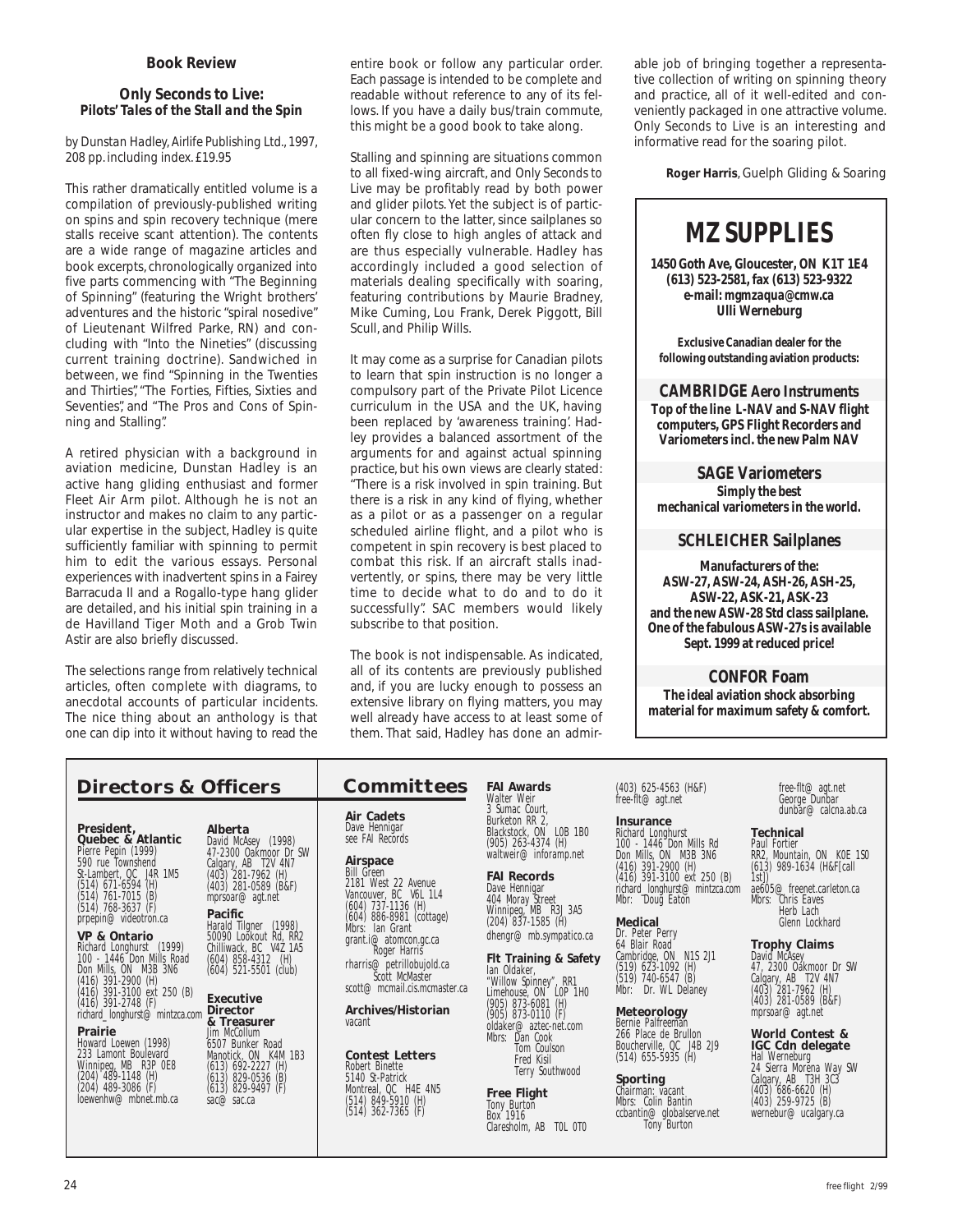## Book Review

### *Only Seconds to Live: Pilots' Tales of the Stall and the Spin*

*by Dunstan Hadley, Airlife Publishing Ltd., 1997, 208 pp. including index. £19.95*

This rather dramatically entitled volume is a compilation of previously-published writing on spins and spin recovery technique (mere stalls receive scant attention). The contents are a wide range of magazine articles and book excerpts, chronologically organized into five parts commencing with "The Beginning of Spinning" (featuring the Wright brothers' adventures and the historic "spiral nosedive" of Lieutenant Wilfred Parke, RN) and concluding with "Into the Nineties" (discussing current training doctrine). Sandwiched in between, we find "Spinning in the Twenties and Thirties", "The Forties, Fifties, Sixties and Seventies", and "The Pros and Cons of Spinning and Stalling".

A retired physician with a background in aviation medicine, Dunstan Hadley is an active hang gliding enthusiast and former Fleet Air Arm pilot. Although he is not an instructor and makes no claim to any particular expertise in the subject, Hadley is quite sufficiently familiar with spinning to permit him to edit the various essays. Personal experiences with inadvertent spins in a Fairey Barracuda II and a Rogallo-type hang glider are detailed, and his initial spin training in a de Havilland Tiger Moth and a Grob Twin Astir are also briefly discussed.

The selections range from relatively technical articles, often complete with diagrams, to anecdotal accounts of particular incidents. The nice thing about an anthology is that one can dip into it without having to read the entire book or follow any particular order. Each passage is intended to be complete and readable without reference to any of its fellows. If you have a daily bus/train commute, this might be a good book to take along.

Stalling and spinning are situations common to all fixed-wing aircraft, and Only Seconds to Live may be profitably read by both power and glider pilots. Yet the subject is of particular concern to the latter, since sailplanes so often fly close to high angles of attack and are thus especially vulnerable. Hadley has accordingly included a good selection of materials dealing specifically with soaring, featuring contributions by Maurie Bradney, Mike Cuming, Lou Frank, Derek Piggott, Bill Scull, and Philip Wills.

It may come as a surprise for Canadian pilots to learn that spin instruction is no longer a compulsory part of the Private Pilot Licence curriculum in the USA and the UK, having been replaced by 'awareness training'. Hadley provides a balanced assortment of the arguments for and against actual spinning practice, but his own views are clearly stated: "There is a risk involved in spin training. But there is a risk in any kind of flying, whether as a pilot or as a passenger on a regular scheduled airline flight, and a pilot who is competent in spin recovery is best placed to combat this risk. If an aircraft stalls inadvertently, or spins, there may be very little time to decide what to do and to do it successfully". SAC members would likely subscribe to that position.

The book is not indispensable. As indicated, all of its contents are previously published and, if you are lucky enough to possess an extensive library on flying matters, you may well already have access to at least some of them. That said, Hadley has done an admirable job of bringing together a representative collection of writing on spinning theory and practice, all of it well-edited and conveniently packaged in one attractive volume. Only Seconds to Live is an interesting and informative read for the soaring pilot.

**Roger Harris**, Guelph Gliding & Soaring

---

# MZ SUPPLIES

**1450 Goth Ave, Gloucester, ON K1T 1E4**
**(613) 523-2581, fax (613) 523-9322**
**e-mail: mgmzaqua@cmw.ca**
**Ulli Werneburg**

**Exclusive Canadian dealer for the following outstanding aviation products:**

**CAMBRIDGE Aero Instruments**
**Top of the line L-NAV and S-NAV flight computers, GPS Flight Recorders and Variometers incl. the new Palm NAV**

**SAGE Variometers**
**Simply the best mechanical variometers in the world.**

**SCHLEICHER Sailplanes**
**Manufacturers of the: ASW-27, ASW-24, ASH-26, ASH-25, ASW-22, ASK-21, ASK-23 and the new ASW-28 Std class sailplane. One of the fabulous ASW-27s is available Sept. 1999 at reduced price!**

**CONFOR Foam**
**The ideal aviation shock absorbing material for maximum safety & comfort.**

---

## Directors & Officers

**President, Quebec & Atlantic**
Pierre Pepin (1999)
590 rue Townshend
St-Lambert, QC J4R 1M5
(514) 671-6594 (H)
(514) 761-7015 (B)
(514) 768-3637 (F)
prpepin@ videotron.ca

**VP & Ontario**
Richard Longhurst (1999)
100 - 1446 Don Mills Road
Don Mills, ON M3B 3N6
(416) 391-2900 (H)
(416) 391-3100 ext 250 (B)
(416) 391-2748 (F)
richard_longhurst@ mintzca.com

**Prairie**
Howard Loewen (1998)
233 Lamont Boulevard
Winnipeg, MB R3P 0E8
(204) 489-1148 (H)
(204) 489-3086 (F)
loewenhw@ mbnet.mb.ca

**Alberta**
David McAsey (1998)
47-2300 Oakmoor Dr SW
Calgary, AB T2V 4N7
(403) 281-7962 (H)
(403) 281-0589 (B&F)
mprsoar@ agt.net

**Pacific**
Harald Tilgner (1998)
50090 Lookout Rd, RR2
Chilliwack, BC V4Z 1A5
(604) 858-4312 (H)
(604) 521-5501 (club)

**Executive Director & Treasurer**
Jim McCollum
6507 Bunker Road
Manotick, ON K4M 1B3
(613) 692-2227 (H)
(613) 829-0536 (B)
(613) 829-9497 (F)
sac@ sac.ca

## Committees

**Air Cadets**
Dave Hennigar
see FAI Records

**Airspace**
Bill Green
2181 West 22 Avenue
Vancouver, BC V6L 1L4
(604) 737-1136 (H)
(604) 886-8981 (cottage)
Mbrs: Ian Grant
grant.i@ atomcon.gc.ca
Roger Harris
rharris@ petrillobujold.ca
Scott McMaster
scott@ mcmail.cis.mcmaster.ca

**Archives/Historian**
vacant

**Contest Letters**
Robert Binette
5140 St-Patrick
Montreal, QC H4E 4N5
(514) 849-5910 (H)
(514) 362-7365 (F)

**FAI Awards**
Walter Weir
3 Sumac Court,
Burketon RR 2,
Blackstock, ON L0B 1B0
(905) 263-4374 (H)
waltweir@ inforamp.net

**FAI Records**
Dave Hennigar
404 Moray Street
Winnipeg, MB R3J 3A5
(204) 837-1585 (H)
dhengr@ mb.sympatico.ca

**Flt Training & Safety**
Ian Oldaker,
"Willow Spinney", RR1
Limehouse, ON L0P 1H0
(905) 873-6081 (H)
(905) 873-0110 (F)
oldaker@ aztec-net.com
Mbrs: Dan Cook
Tom Coulson
Fred Kisil
Terry Southwood

**Free Flight**
Tony Burton
Box 1916
Claresholm, AB T0L 0T0
(403) 625-4563 (H&F)
free-flt@ agt.net

**Insurance**
Richard Longhurst
100 - 1446 Don Mills Rd
Don Mills, ON M3B 3N6
(416) 391-2900 (H)
(416) 391-3100 ext 250 (B)
richard_longhurst@ mintzca.com
Mbr: Doug Eaton

**Medical**
Dr. Peter Perry
64 Blair Road
Cambridge, ON N1S 2J1
(519) 623-1092 (H)
(519) 740-6547 (B)
Mbr: Dr. WL Delaney

**Meteorology**
Bernie Palfreeman
266 Place de Brullon
Boucherville, QC J4B 2J9
(514) 655-5935 (H)

**Sporting**
Chairman: vacant
Mbrs: Colin Bantin
ccbantin@ globalserve.net
Tony Burton
free-flt@ agt.net
George Dunbar
dunbar@ calcna.ab.ca

**Technical**
Paul Fortier
RR2, Mountain, ON K0E 1S0
(613) 989-1634 (H&F[call 1st])
ae605@ freenet.carleton.ca
Mbrs: Chris Eaves
Herb Lach
Glenn Lockhard

**Trophy Claims**
David McAsey
47, 2300 Oakmoor Dr SW
Calgary, AB T2V 4N7
(403) 281-7962 (H)
(403) 281-0589 (B&F)
mprsoar@ agt.net

**World Contest & IGC Cdn delegate**
Hal Werneburg
24 Sierra Morena Way SW
Calgary, AB T3H 3C3
(403) 686-6620 (H)
(403) 259-9725 (B)
werneburg@ ucalgary.ca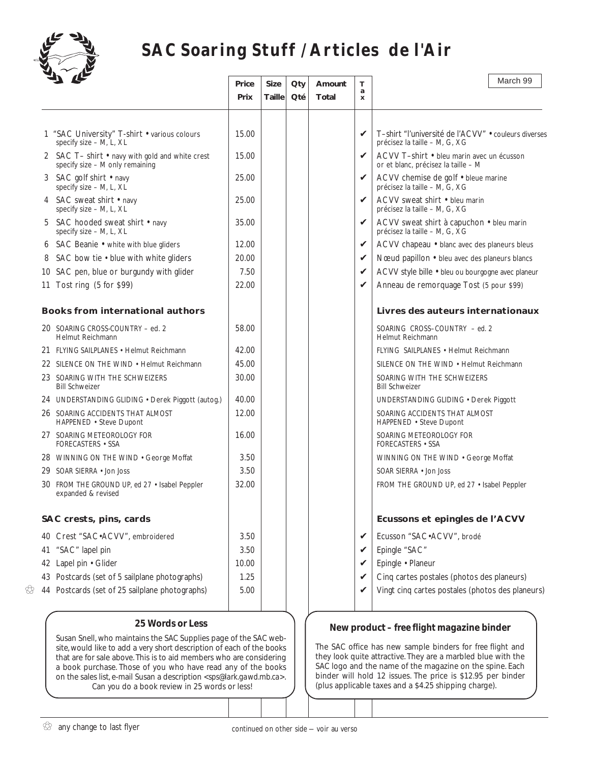# SAC Soaring Stuff / Articles de l'Air

March 99

| | Price / Prix | Size / Taille | Qty / Qté | Amount / Total | Tax | |
|---|---|---|---|---|---|---|
| 1 "SAC University" T-shirt • various colours, specify size – M, L, XL | 15.00 | | | | ✔ | T–shirt "l'université de l'ACVV" • couleurs diverses, précisez la taille – M, G, XG |
| 2 SAC T– shirt • navy with gold and white crest, specify size – M only remaining | 15.00 | | | | ✔ | ACVV T–shirt • bleu marin avec un écusson or et blanc, précisez la taille – M |
| 3 SAC golf shirt • navy, specify size – M, L, XL | 25.00 | | | | ✔ | ACVV chemise de golf • bleue marine, précisez la taille – M, G, XG |
| 4 SAC sweat shirt • navy, specify size – M, L, XL | 25.00 | | | | ✔ | ACVV sweat shirt • bleu marin, précisez la taille – M, G, XG |
| 5 SAC hooded sweat shirt • navy, specify size – M, L, XL | 35.00 | | | | ✔ | ACVV sweat shirt à capuchon • bleu marin, précisez la taille – M, G, XG |
| 6 SAC Beanie • white with blue gliders | 12.00 | | | | ✔ | ACVV chapeau • blanc avec des planeurs bleus |
| 8 SAC bow tie • blue with white gliders | 20.00 | | | | ✔ | Nœud papillon • bleu avec des planeurs blancs |
| 10 SAC pen, blue or burgundy with glider | 7.50 | | | | ✔ | ACVV style bille • bleu ou bourgogne avec planeur |
| 11 Tost ring (5 for $99) | 22.00 | | | | ✔ | Anneau de remorquage Tost (5 pour $99) |
| **Books from international authors** | | | | | | **Livres des auteurs internationaux** |
| 20 SOARING CROSS-COUNTRY – ed. 2, Helmut Reichmann | 58.00 | | | | | SOARING CROSS–COUNTRY – ed. 2, Helmut Reichmann |
| 21 FLYING SAILPLANES • Helmut Reichmann | 42.00 | | | | | FLYING SAILPLANES • Helmut Reichmann |
| 22 SILENCE ON THE WIND • Helmut Reichmann | 45.00 | | | | | SILENCE ON THE WIND • Helmut Reichmann |
| 23 SOARING WITH THE SCHWEIZERS, Bill Schweizer | 30.00 | | | | | SOARING WITH THE SCHWEIZERS, Bill Schweizer |
| 24 UNDERSTANDING GLIDING • Derek Piggott (autog.) | 40.00 | | | | | UNDERSTANDING GLIDING • Derek Piggott |
| 26 SOARING ACCIDENTS THAT ALMOST HAPPENED • Steve Dupont | 12.00 | | | | | SOARING ACCIDENTS THAT ALMOST HAPPENED • Steve Dupont |
| 27 SOARING METEOROLOGY FOR FORECASTERS • SSA | 16.00 | | | | | SOARING METEOROLOGY FOR FORECASTERS • SSA |
| 28 WINNING ON THE WIND • George Moffat | 3.50 | | | | | WINNING ON THE WIND • George Moffat |
| 29 SOAR SIERRA • Jon Joss | 3.50 | | | | | SOAR SIERRA • Jon Joss |
| 30 FROM THE GROUND UP, ed 27 • Isabel Peppler, expanded & revised | 32.00 | | | | | FROM THE GROUND UP, ed 27 • Isabel Peppler |
| **SAC crests, pins, cards** | | | | | | **Ecussons et epingles de l'ACVV** |
| 40 Crest "SAC•ACVV", embroidered | 3.50 | | | | ✔ | Ecusson "SAC•ACVV", brodé |
| 41 "SAC" lapel pin | 3.50 | | | | ✔ | Epingle "SAC" |
| 42 Lapel pin • Glider | 10.00 | | | | ✔ | Epingle • Planeur |
| 43 Postcards (set of 5 sailplane photographs) | 1.25 | | | | ✔ | Cinq cartes postales (photos des planeurs) |
| ✿ 44 Postcards (set of 25 sailplane photographs) | 5.00 | | | | ✔ | Vingt cinq cartes postales (photos des planeurs) |

### 25 Words or Less

Susan Snell, who maintains the SAC Supplies page of the SAC website, would like to add a very short description of each of the books that are for sale above. This is to aid members who are considering a book purchase. Those of you who have read any of the books on the sales list, e-mail Susan a description <sps@lark.gawd.mb.ca>. Can you do a book review in 25 words or less!

### New product – free flight magazine binder

The SAC office has new sample binders for free flight and they look quite attractive. They are a marbled blue with the SAC logo and the name of the magazine on the spine. Each binder will hold 12 issues. The price is $12.95 per binder (plus applicable taxes and a $4.25 shipping charge).

✿ any change to last flyer

continued on other side — voir au verso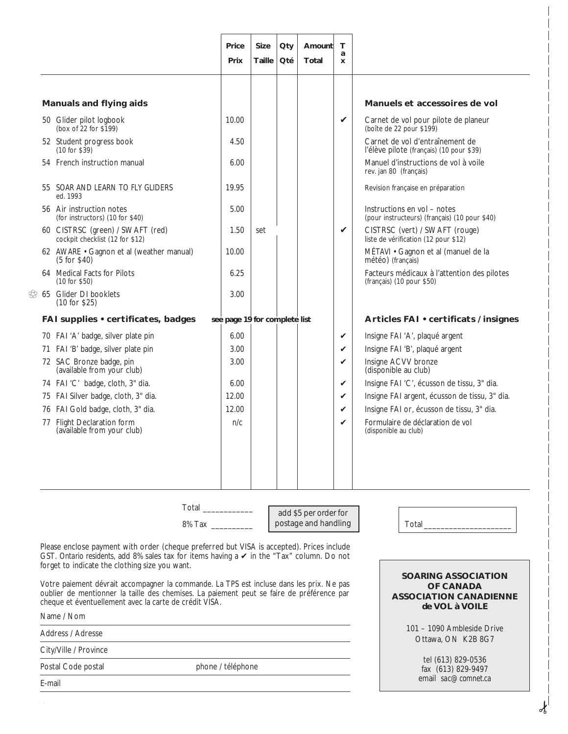| | Price / Prix | Size / Taille | Qty / Qté | Amount / Total | Tax | |
|---|---|---|---|---|---|---|
| **Manuals and flying aids** | | | | | | **Manuels et accessoires de vol** |
| 50 Glider pilot logbook (box of 22 for $199) | 10.00 | | | | ✔ | Carnet de vol pour pilote de planeur (boîte de 22 pour $199) |
| 52 Student progress book (10 for $39) | 4.50 | | | | | Carnet de vol d'entraînement de l'élève pilote (français) (10 pour $39) |
| 54 French instruction manual | 6.00 | | | | | Manuel d'instructions de vol à voile rev. jan 80 (français) |
| 55 SOAR AND LEARN TO FLY GLIDERS ed. 1993 | 19.95 | | | | | Revision française en préparation |
| 56 Air instruction notes (for instructors) (10 for $40) | 5.00 | | | | | Instructions en vol – notes (pour instructeurs) (français) (10 pour $40) |
| 60 CISTRSC (green) / SWAFT (red) cockpit checklist (12 for $12) | 1.50 | set | | | ✔ | CISTRSC (vert) / SWAFT (rouge) liste de vérification (12 pour $12) |
| 62 AWARE • Gagnon et al (weather manual) (5 for $40) | 10.00 | | | | | MÉTAVI • Gagnon et al (manuel de la météo) (français) |
| 64 Medical Facts for Pilots (10 for $50) | 6.25 | | | | | Facteurs médicaux à l'attention des pilotes (français) (10 pour $50) |
| 65 Glider DI booklets (10 for $25) | 3.00 | | | | | |
| **FAI supplies • certificates, badges** | **see page 19 for complete list** | | | | | **Articles FAI • certificats / insignes** |
| 70 FAI 'A' badge, silver plate pin | 6.00 | | | | ✔ | Insigne FAI 'A', plaqué argent |
| 71 FAI 'B' badge, silver plate pin | 3.00 | | | | ✔ | Insigne FAI 'B', plaqué argent |
| 72 SAC Bronze badge, pin (available from your club) | 3.00 | | | | ✔ | Insigne ACVV bronze (disponible au club) |
| 74 FAI 'C' badge, cloth, 3" dia. | 6.00 | | | | ✔ | Insigne FAI 'C', écusson de tissu, 3" dia. |
| 75 FAI Silver badge, cloth, 3" dia. | 12.00 | | | | ✔ | Insigne FAI argent, écusson de tissu, 3" dia. |
| 76 FAI Gold badge, cloth, 3" dia. | 12.00 | | | | ✔ | Insigne FAI or, écusson de tissu, 3" dia. |
| 77 Flight Declaration form (available from your club) | n/c | | | | ✔ | Formulaire de déclaration de vol (disponible au club) |

Total ____________

8% Tax __________

add $5 per order for postage and handling

Total ____________________

Please enclose payment with order (cheque preferred but VISA is accepted). Prices include GST. Ontario residents, add 8% sales tax for items having a ✔ in the "Tax" column. Do not forget to indicate the clothing size you want.

Votre paiement dévrait accompagner la commande. La TPS est incluse dans les prix. Ne pas oublier de mentionner la taille des chemises. La paiement peut se faire de préférence par cheque et éventuellement avec la carte de crédit VISA.

Name / Nom

Address / Adresse

City/Ville / Province

Postal Code postal phone / téléphone

E-mail

**SOARING ASSOCIATION OF CANADA**
**ASSOCIATION CANADIENNE de VOL à VOILE**

101 – 1090 Ambleside Drive
Ottawa, ON K2B 8G7

tel (613) 829-0536
fax (613) 829-9497
email sac@comnet.ca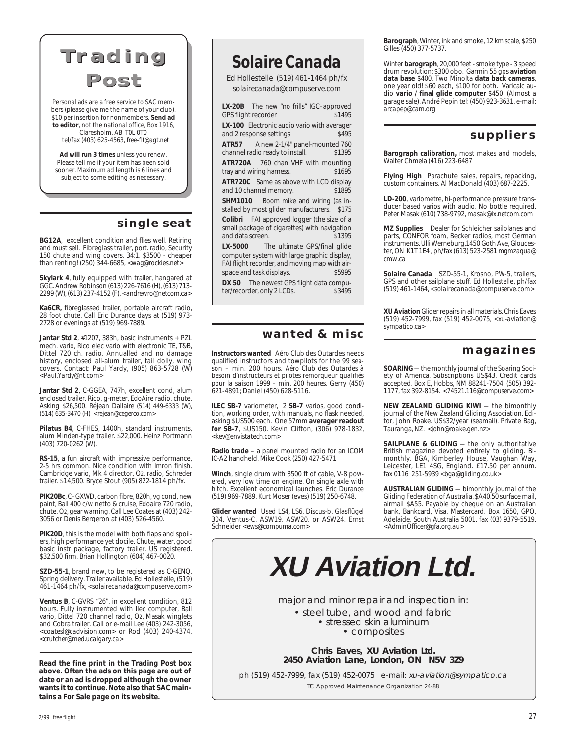# Trading Post

Personal ads are a free service to SAC members (please give me the name of your club). $10 per insertion for nonmembers. **Send ad to editor**, not the national office, Box 1916, Claresholm, AB T0L 0T0
tel/fax (403) 625-4563, free-flt@agt.net

**Ad will run 3 times** unless you renew. Please tell me if your item has been sold sooner. Maximum ad length is 6 lines and subject to some editing as necessary.

## single seat

**BG12A**, excellent condition and flies well. Retiring and must sell. Fibreglass trailer, port. radio, Security 150 chute and wing covers. 34:1. $3500 - cheaper than renting! (250) 344-6685, <wag@rockies.net>

**Skylark 4**, fully equipped with trailer, hangared at GGC. Andrew Robinson (613) 226-7616 (H), (613) 713-2299 (W), (613) 237-4152 (F), <andrewro@netcom.ca>

**Ka6CR,** fibreglassed trailer, portable aircraft radio, 28 foot chute. Call Eric Durance days at (519) 973-2728 or evenings at (519) 969-7889.

**Jantar Std 2**, #1207, 383h, basic instruments + PZL mech. vario, Rico elec vario with electronic TE, T&B, Dittel 720 ch. radio. Annualled and no damage history, enclosed all-alum trailer, tail dolly, wing covers. Contact: Paul Yardy, (905) 863-5728 (W) <Paul.Yardy@nt.com>

**Jantar Std 2**, C-GGEA, 747h, excellent cond, alum enclosed trailer. Rico, g-meter, EdoAire radio, chute. Asking $26,500. Réjean Dallaire (514) 449-6333 (W), (514) 635-3470 (H) <rejean@cegerco.com>

**Pilatus B4**, C-FHES, 1400h, standard instruments, alum Minden-type trailer. $22,000. Heinz Portmann (403) 720-0262 (W).

**RS-15**, a fun aircraft with impressive performance, 2-5 hrs common. Nice condition with Imron finish. Cambridge vario, Mk 4 director, $O_2$, radio, Schreder trailer. $14,500. Bryce Stout (905) 822-1814 ph/fx.

**PIK20Bc**, C–GXWD, carbon fibre, 820h, vg cond, new paint, Ball 400 c/w netto & cruise, Edoaire 720 radio, chute, $O_2$, gear warning. Call Lee Coates at (403) 242-3056 or Denis Bergeron at (403) 526-4560.

**PIK20D**, this is the model with both flaps and spoilers, high performance yet docile. Chute, water, good basic instr package, factory trailer. US registered. $32,500 firm. Brian Hollington (604) 467-0020.

**SZD-55-1**, brand new, to be registered as C-GENQ. Spring delivery. Trailer available. Ed Hollestelle, (519) 461-1464 ph/fx, <solairecanada@compuserve.com>

**Ventus B**, C-GVRS "26", in excellent condition, 812 hours. Fully instrumented with Ilec computer, Ball vario, Dittel 720 channel radio, $O_2$, Masak winglets and Cobra trailer. Call or e-mail Lee (403) 242-3056, <coatesl@cadvision.com> or Rod (403) 240-4374, <crutcher@med.ucalgary.ca>

**Read the fine print in the Trading Post box above. Often the ads on this page are out of date or an ad is dropped although the owner wants it to continue. Note also that SAC maintains a For Sale page on its website.**

# Solaire Canada

Ed Hollestelle (519) 461-1464 ph/fx
*solairecanada@compuserve.com*

**LX-20B** The new "no frills" IGC–approved GPS flight recorder $1495

**LX-100** Electronic audio vario with averager and 2 response settings $495

**ATR57** A new 2-1/4" panel-mounted 760 channel radio ready to install. $1395

**ATR720A** 760 chan VHF with mounting tray and wiring harness. $1695

**ATR720C** Same as above with LCD display and 10 channel memory. $1895

**SHM1010** Boom mike and wiring (as installed by most glider manufacturers. $175

**Colibri** FAI approved logger (the size of a small package of cigarettes) with navigation and data screen. $1395

**LX-5000** The ultimate GPS/final glide computer system with large graphic display, FAI flight recorder, and moving map with airspace and task displays. $5995

**DX 50** The newest GPS flight data computer/recorder, only 2 LCDs. $3495

## wanted & misc

**Instructors wanted** Aéro Club des Outardes needs qualified instructors and towpilots for the 99 season – min. 200 hours. Aéro Club des Outardes à besoin d'instructeurs et pilotes remorqueur qualifiés pour la saison 1999 – min. 200 heures. Gerry (450) 621-4891; Daniel (450) 628-5116.

**ILEC SB-7** variometer, 2 **SB-7** varios, good condition, working order, with manuals, no flask needed, asking $US500 each. One 57mm **averager readout for SB-7**, $US150. Kevin Clifton, (306) 978-1832, <kev@envistatech.com>

**Radio trade** – a panel mounted radio for an ICOM IC-A2 handheld. Mike Cook (250) 427-5471

**Winch**, single drum with 3500 ft of cable, V-8 powered, very low time on engine. On single axle with hitch. Excellent economical launches. Eric Durance (519) 969-7889, Kurt Moser (eves) (519) 250-6748.

**Glider wanted** Used LS4, LS6, Discus-b, Glasflügel 304, Ventus-C, ASW19, ASW20, or ASW24. Ernst Schneider <ews@compuma.com>

**Barograph**, Winter, ink and smoke, 12 km scale, $250 Gilles (450) 377-5737.

Winter **barograph**, 20,000 feet - smoke type - 3 speed drum revolution: $300 obo. Garmin 55 gps **aviation data base** $400. Two Minolta **data back cameras**, one year old! $60 each, $100 for both. Varicalc audio **vario / final glide computer** $450. (Almost a garage sale). André Pepin tel: (450) 923-3631, e-mail: arcapep@cam.org

## suppliers

**Barograph calibration,** most makes and models, Walter Chmela (416) 223-6487

**Flying High** Parachute sales, repairs, repacking, custom containers. Al MacDonald (403) 687-2225.

**LD-200**, variometre, hi-performance pressure transducer based varios with audio. No bottle required. Peter Masak (610) 738-9792, masak@ix.netcom.com

**MZ Supplies** Dealer for Schleicher sailplanes and parts, CONFOR foam, Becker radios, most German instruments. Ulli Werneburg, 1450 Goth Ave, Gloucester, ON K1T 1E4, ph/fax (613) 523-2581 mgmzaqua@cmw.ca

**Solaire Canada** SZD-55-1, Krosno, PW-5, trailers, GPS and other sailplane stuff. Ed Hollestelle, ph/fax (519) 461-1464, <solairecanada@compuserve.com>

**XU Aviation** Glider repairs in all materials. Chris Eaves (519) 452-7999, fax (519) 452-0075, <xu-aviation@sympatico.ca>

## magazines

**SOARING** — the monthly journal of the Soaring Society of America. Subscriptions US$43. Credit cards accepted. Box E, Hobbs, NM 88241-7504. (505) 392-1177, fax 392-8154. <74521.116@compuserve.com>

**NEW ZEALAND GLIDING KIWI** — the bimonthly journal of the New Zealand Gliding Association. Editor, John Roake. US$32/year (seamail). Private Bag, Tauranga, NZ. <john@roake.gen.nz>

**SAILPLANE & GLIDING** — the only authoritative British magazine devoted entirely to gliding. Bimonthly. BGA, Kimberley House, Vaughan Way, Leicester, LE1 4SG, England. £17.50 per annum. fax 0116 251-5939 <bga@gliding.co.uk>

**AUSTRALIAN GLIDING** — bimonthly journal of the Gliding Federation of Australia. $A40.50 surface mail, airmail $A55. Payable by cheque on an Australian bank, Bankcard, Visa, Mastercard. Box 1650, GPO, Adelaide, South Australia 5001. fax (03) 9379-5519. <AdminOfficer@gfa.org.au>

# XU Aviation Ltd.

major and minor repair and inspection in:
- steel tube, and wood and fabric
- stressed skin aluminum
- composites

**Chris Eaves, XU Aviation Ltd.**
**2450 Aviation Lane, London, ON N5V 3Z9**

ph (519) 452-7999, fax (519) 452-0075 e-mail: *xu-aviation@sympatico.ca*

TC Approved Maintenance Organization 24-88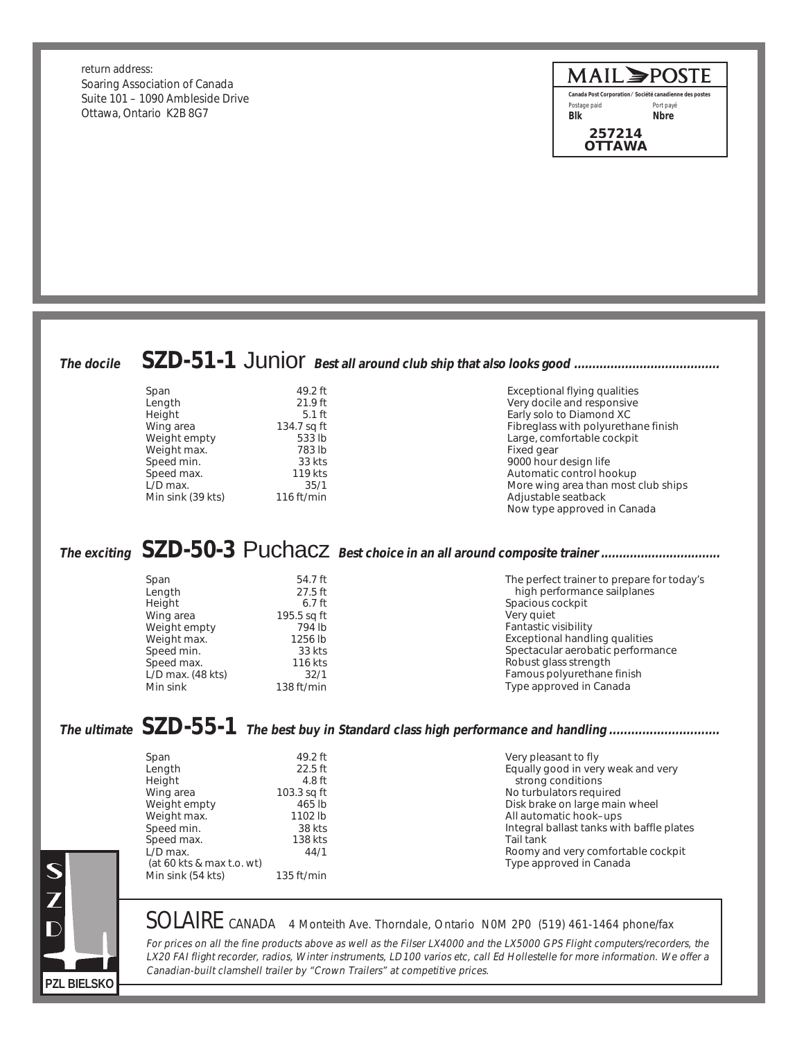return address:
Soaring Association of Canada
Suite 101 – 1090 Ambleside Drive
Ottawa, Ontario K2B 8G7

MAIL POSTE
Canada Post Corporation / Société canadienne des postes
Postage paid / Port payé
Blk / Nbre
257214
OTTAWA

## *The docile* SZD-51-1 Junior *Best all around club ship that also looks good*

| | |
|---|---|
| Span | 49.2 ft |
| Length | 21.9 ft |
| Height | 5.1 ft |
| Wing area | 134.7 sq ft |
| Weight empty | 533 lb |
| Weight max. | 783 lb |
| Speed min. | 33 kts |
| Speed max. | 119 kts |
| L/D max. | 35/1 |
| Min sink (39 kts) | 116 ft/min |

- Exceptional flying qualities
- Very docile and responsive
- Early solo to Diamond XC
- Fibreglass with polyurethane finish
- Large, comfortable cockpit
- Fixed gear
- 9000 hour design life
- Automatic control hookup
- More wing area than most club ships
- Adjustable seatback
- Now type approved in Canada

## *The exciting* SZD-50-3 Puchacz *Best choice in an all around composite trainer*

| | |
|---|---|
| Span | 54.7 ft |
| Length | 27.5 ft |
| Height | 6.7 ft |
| Wing area | 195.5 sq ft |
| Weight empty | 794 lb |
| Weight max. | 1256 lb |
| Speed min. | 33 kts |
| Speed max. | 116 kts |
| L/D max. (48 kts) | 32/1 |
| Min sink | 138 ft/min |

- The perfect trainer to prepare for today's high performance sailplanes
- Spacious cockpit
- Very quiet
- Fantastic visibility
- Exceptional handling qualities
- Spectacular aerobatic performance
- Robust glass strength
- Famous polyurethane finish
- Type approved in Canada

## *The ultimate* SZD-55-1 *The best buy in Standard class high performance and handling*

| | |
|---|---|
| Span | 49.2 ft |
| Length | 22.5 ft |
| Height | 4.8 ft |
| Wing area | 103.3 sq ft |
| Weight empty | 465 lb |
| Weight max. | 1102 lb |
| Speed min. | 38 kts |
| Speed max. | 138 kts |
| L/D max. (at 60 kts & max t.o. wt) | 44/1 |
| Min sink (54 kts) | 135 ft/min |

- Very pleasant to fly
- Equally good in very weak and very strong conditions
- No turbulators required
- Disk brake on large main wheel
- All automatic hook–ups
- Integral ballast tanks with baffle plates
- Tail tank
- Roomy and very comfortable cockpit
- Type approved in Canada

SZD PZL BIELSKO

**SOLAIRE** CANADA 4 Monteith Ave. Thorndale, Ontario N0M 2P0 (519) 461-1464 phone/fax

*For prices on all the fine products above as well as the Filser LX4000 and the LX5000 GPS Flight computers/recorders, the LX20 FAI flight recorder, radios, Winter instruments, LD100 varios etc, call Ed Hollestelle for more information. We offer a Canadian-built clamshell trailer by "Crown Trailers" at competitive prices.*